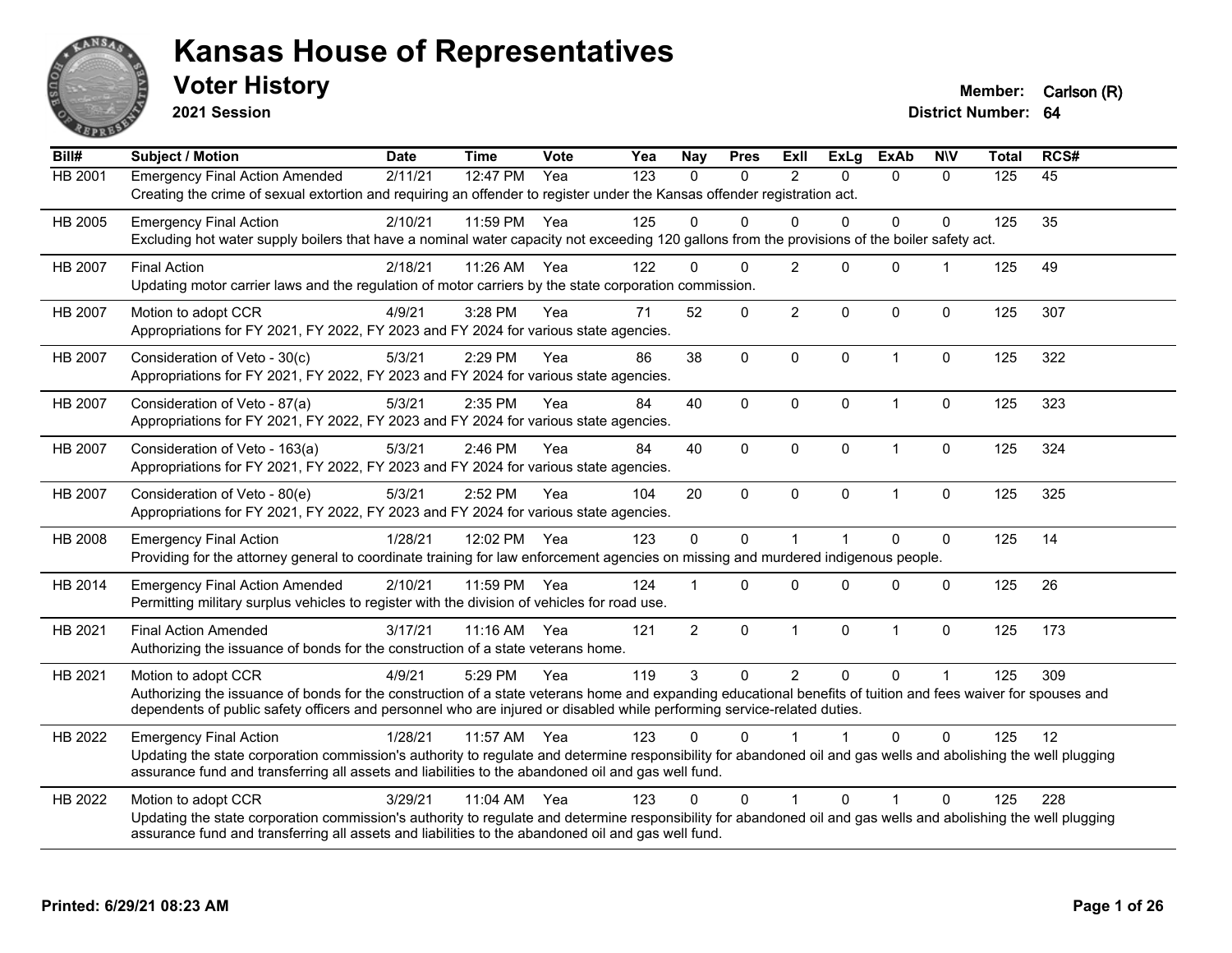# Kansas House of Representatives

## Voter History

**2021 Session**

**Member:** Carlson (R)
**District Number:** 64

| Bill# | Subject / Motion | Date | Time | Vote | Yea | Nay | Pres | ExII | ExLg | ExAb | N\V | Total | RCS# |
|---|---|---|---|---|---|---|---|---|---|---|---|---|---|
| HB 2001 | Emergency Final Action Amended | 2/11/21 | 12:47 PM | Yea | 123 | 0 | 0 | 2 | 0 | 0 | 0 | 125 | 45 |
| | Creating the crime of sexual extortion and requiring an offender to register under the Kansas offender registration act. | | | | | | | | | | | | |
| HB 2005 | Emergency Final Action | 2/10/21 | 11:59 PM | Yea | 125 | 0 | 0 | 0 | 0 | 0 | 0 | 125 | 35 |
| | Excluding hot water supply boilers that have a nominal water capacity not exceeding 120 gallons from the provisions of the boiler safety act. | | | | | | | | | | | | |
| HB 2007 | Final Action | 2/18/21 | 11:26 AM | Yea | 122 | 0 | 0 | 2 | 0 | 0 | 1 | 125 | 49 |
| | Updating motor carrier laws and the regulation of motor carriers by the state corporation commission. | | | | | | | | | | | | |
| HB 2007 | Motion to adopt CCR | 4/9/21 | 3:28 PM | Yea | 71 | 52 | 0 | 2 | 0 | 0 | 0 | 125 | 307 |
| | Appropriations for FY 2021, FY 2022, FY 2023 and FY 2024 for various state agencies. | | | | | | | | | | | | |
| HB 2007 | Consideration of Veto - 30(c) | 5/3/21 | 2:29 PM | Yea | 86 | 38 | 0 | 0 | 0 | 1 | 0 | 125 | 322 |
| | Appropriations for FY 2021, FY 2022, FY 2023 and FY 2024 for various state agencies. | | | | | | | | | | | | |
| HB 2007 | Consideration of Veto - 87(a) | 5/3/21 | 2:35 PM | Yea | 84 | 40 | 0 | 0 | 0 | 1 | 0 | 125 | 323 |
| | Appropriations for FY 2021, FY 2022, FY 2023 and FY 2024 for various state agencies. | | | | | | | | | | | | |
| HB 2007 | Consideration of Veto - 163(a) | 5/3/21 | 2:46 PM | Yea | 84 | 40 | 0 | 0 | 0 | 1 | 0 | 125 | 324 |
| | Appropriations for FY 2021, FY 2022, FY 2023 and FY 2024 for various state agencies. | | | | | | | | | | | | |
| HB 2007 | Consideration of Veto - 80(e) | 5/3/21 | 2:52 PM | Yea | 104 | 20 | 0 | 0 | 0 | 1 | 0 | 125 | 325 |
| | Appropriations for FY 2021, FY 2022, FY 2023 and FY 2024 for various state agencies. | | | | | | | | | | | | |
| HB 2008 | Emergency Final Action | 1/28/21 | 12:02 PM | Yea | 123 | 0 | 0 | 1 | 1 | 0 | 0 | 125 | 14 |
| | Providing for the attorney general to coordinate training for law enforcement agencies on missing and murdered indigenous people. | | | | | | | | | | | | |
| HB 2014 | Emergency Final Action Amended | 2/10/21 | 11:59 PM | Yea | 124 | 1 | 0 | 0 | 0 | 0 | 0 | 125 | 26 |
| | Permitting military surplus vehicles to register with the division of vehicles for road use. | | | | | | | | | | | | |
| HB 2021 | Final Action Amended | 3/17/21 | 11:16 AM | Yea | 121 | 2 | 0 | 1 | 0 | 1 | 0 | 125 | 173 |
| | Authorizing the issuance of bonds for the construction of a state veterans home. | | | | | | | | | | | | |
| HB 2021 | Motion to adopt CCR | 4/9/21 | 5:29 PM | Yea | 119 | 3 | 0 | 2 | 0 | 0 | 1 | 125 | 309 |
| | Authorizing the issuance of bonds for the construction of a state veterans home and expanding educational benefits of tuition and fees waiver for spouses and dependents of public safety officers and personnel who are injured or disabled while performing service-related duties. | | | | | | | | | | | | |
| HB 2022 | Emergency Final Action | 1/28/21 | 11:57 AM | Yea | 123 | 0 | 0 | 1 | 1 | 0 | 0 | 125 | 12 |
| | Updating the state corporation commission's authority to regulate and determine responsibility for abandoned oil and gas wells and abolishing the well plugging assurance fund and transferring all assets and liabilities to the abandoned oil and gas well fund. | | | | | | | | | | | | |
| HB 2022 | Motion to adopt CCR | 3/29/21 | 11:04 AM | Yea | 123 | 0 | 0 | 1 | 0 | 1 | 0 | 125 | 228 |
| | Updating the state corporation commission's authority to regulate and determine responsibility for abandoned oil and gas wells and abolishing the well plugging assurance fund and transferring all assets and liabilities to the abandoned oil and gas well fund. | | | | | | | | | | | | |

**Printed: 6/29/21 08:23 AM**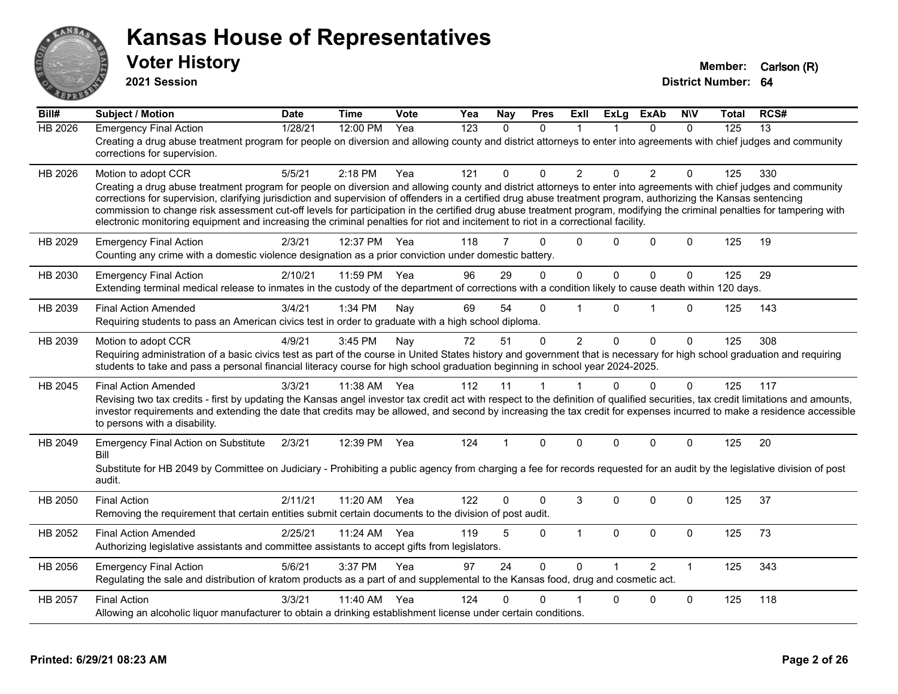# Kansas House of Representatives

## Voter History

**2021 Session**

**Member:** Carlson (R)
**District Number:** 64

| Bill# | Subject / Motion | Date | Time | Vote | Yea | Nay | Pres | ExII | ExLg | ExAb | N\V | Total | RCS# |
|---|---|---|---|---|---|---|---|---|---|---|---|---|---|
| HB 2026 | Emergency Final Action | 1/28/21 | 12:00 PM | Yea | 123 | 0 | 0 | 1 | 1 | 0 | 0 | 125 | 13 |
| | Creating a drug abuse treatment program for people on diversion and allowing county and district attorneys to enter into agreements with chief judges and community corrections for supervision. | | | | | | | | | | | | |
| HB 2026 | Motion to adopt CCR | 5/5/21 | 2:18 PM | Yea | 121 | 0 | 0 | 2 | 0 | 2 | 0 | 125 | 330 |
| | Creating a drug abuse treatment program for people on diversion and allowing county and district attorneys to enter into agreements with chief judges and community corrections for supervision, clarifying jurisdiction and supervision of offenders in a certified drug abuse treatment program, authorizing the Kansas sentencing commission to change risk assessment cut-off levels for participation in the certified drug abuse treatment program, modifying the criminal penalties for tampering with electronic monitoring equipment and increasing the criminal penalties for riot and incitement to riot in a correctional facility. | | | | | | | | | | | | |
| HB 2029 | Emergency Final Action | 2/3/21 | 12:37 PM | Yea | 118 | 7 | 0 | 0 | 0 | 0 | 0 | 125 | 19 |
| | Counting any crime with a domestic violence designation as a prior conviction under domestic battery. | | | | | | | | | | | | |
| HB 2030 | Emergency Final Action | 2/10/21 | 11:59 PM | Yea | 96 | 29 | 0 | 0 | 0 | 0 | 0 | 125 | 29 |
| | Extending terminal medical release to inmates in the custody of the department of corrections with a condition likely to cause death within 120 days. | | | | | | | | | | | | |
| HB 2039 | Final Action Amended | 3/4/21 | 1:34 PM | Nay | 69 | 54 | 0 | 1 | 0 | 1 | 0 | 125 | 143 |
| | Requiring students to pass an American civics test in order to graduate with a high school diploma. | | | | | | | | | | | | |
| HB 2039 | Motion to adopt CCR | 4/9/21 | 3:45 PM | Nay | 72 | 51 | 0 | 2 | 0 | 0 | 0 | 125 | 308 |
| | Requiring administration of a basic civics test as part of the course in United States history and government that is necessary for high school graduation and requiring students to take and pass a personal financial literacy course for high school graduation beginning in school year 2024-2025. | | | | | | | | | | | | |
| HB 2045 | Final Action Amended | 3/3/21 | 11:38 AM | Yea | 112 | 11 | 1 | 1 | 0 | 0 | 0 | 125 | 117 |
| | Revising two tax credits - first by updating the Kansas angel investor tax credit act with respect to the definition of qualified securities, tax credit limitations and amounts, investor requirements and extending the date that credits may be allowed, and second by increasing the tax credit for expenses incurred to make a residence accessible to persons with a disability. | | | | | | | | | | | | |
| HB 2049 | Emergency Final Action on Substitute Bill | 2/3/21 | 12:39 PM | Yea | 124 | 1 | 0 | 0 | 0 | 0 | 0 | 125 | 20 |
| | Substitute for HB 2049 by Committee on Judiciary - Prohibiting a public agency from charging a fee for records requested for an audit by the legislative division of post audit. | | | | | | | | | | | | |
| HB 2050 | Final Action | 2/11/21 | 11:20 AM | Yea | 122 | 0 | 0 | 3 | 0 | 0 | 0 | 125 | 37 |
| | Removing the requirement that certain entities submit certain documents to the division of post audit. | | | | | | | | | | | | |
| HB 2052 | Final Action Amended | 2/25/21 | 11:24 AM | Yea | 119 | 5 | 0 | 1 | 0 | 0 | 0 | 125 | 73 |
| | Authorizing legislative assistants and committee assistants to accept gifts from legislators. | | | | | | | | | | | | |
| HB 2056 | Emergency Final Action | 5/6/21 | 3:37 PM | Yea | 97 | 24 | 0 | 0 | 1 | 2 | 1 | 125 | 343 |
| | Regulating the sale and distribution of kratom products as a part of and supplemental to the Kansas food, drug and cosmetic act. | | | | | | | | | | | | |
| HB 2057 | Final Action | 3/3/21 | 11:40 AM | Yea | 124 | 0 | 0 | 1 | 0 | 0 | 0 | 125 | 118 |
| | Allowing an alcoholic liquor manufacturer to obtain a drinking establishment license under certain conditions. | | | | | | | | | | | | |

Printed: 6/29/21 08:23 AM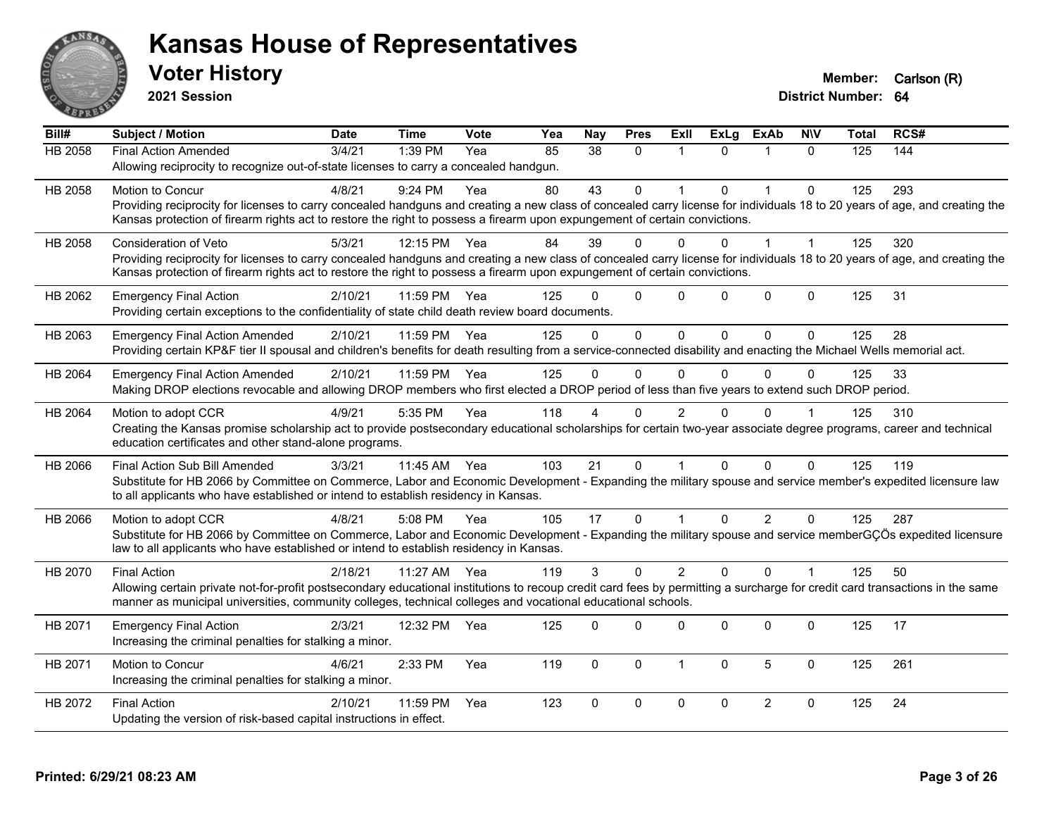# Kansas House of Representatives

## Voter History

**2021 Session**

**Member:** Carlson (R)
**District Number:** 64

| Bill# | Subject / Motion | Date | Time | Vote | Yea | Nay | Pres | ExII | ExLg | ExAb | N\V | Total | RCS# |
|---|---|---|---|---|---|---|---|---|---|---|---|---|---|
| HB 2058 | Final Action Amended | 3/4/21 | 1:39 PM | Yea | 85 | 38 | 0 | 1 | 0 | 1 | 0 | 125 | 144 |
| | Allowing reciprocity to recognize out-of-state licenses to carry a concealed handgun. | | | | | | | | | | | | |
| HB 2058 | Motion to Concur | 4/8/21 | 9:24 PM | Yea | 80 | 43 | 0 | 1 | 0 | 1 | 0 | 125 | 293 |
| | Providing reciprocity for licenses to carry concealed handguns and creating a new class of concealed carry license for individuals 18 to 20 years of age, and creating the Kansas protection of firearm rights act to restore the right to possess a firearm upon expungement of certain convictions. | | | | | | | | | | | | |
| HB 2058 | Consideration of Veto | 5/3/21 | 12:15 PM | Yea | 84 | 39 | 0 | 0 | 0 | 1 | 1 | 125 | 320 |
| | Providing reciprocity for licenses to carry concealed handguns and creating a new class of concealed carry license for individuals 18 to 20 years of age, and creating the Kansas protection of firearm rights act to restore the right to possess a firearm upon expungement of certain convictions. | | | | | | | | | | | | |
| HB 2062 | Emergency Final Action | 2/10/21 | 11:59 PM | Yea | 125 | 0 | 0 | 0 | 0 | 0 | 0 | 125 | 31 |
| | Providing certain exceptions to the confidentiality of state child death review board documents. | | | | | | | | | | | | |
| HB 2063 | Emergency Final Action Amended | 2/10/21 | 11:59 PM | Yea | 125 | 0 | 0 | 0 | 0 | 0 | 0 | 125 | 28 |
| | Providing certain KP&F tier II spousal and children's benefits for death resulting from a service-connected disability and enacting the Michael Wells memorial act. | | | | | | | | | | | | |
| HB 2064 | Emergency Final Action Amended | 2/10/21 | 11:59 PM | Yea | 125 | 0 | 0 | 0 | 0 | 0 | 0 | 125 | 33 |
| | Making DROP elections revocable and allowing DROP members who first elected a DROP period of less than five years to extend such DROP period. | | | | | | | | | | | | |
| HB 2064 | Motion to adopt CCR | 4/9/21 | 5:35 PM | Yea | 118 | 4 | 0 | 2 | 0 | 0 | 1 | 125 | 310 |
| | Creating the Kansas promise scholarship act to provide postsecondary educational scholarships for certain two-year associate degree programs, career and technical education certificates and other stand-alone programs. | | | | | | | | | | | | |
| HB 2066 | Final Action Sub Bill Amended | 3/3/21 | 11:45 AM | Yea | 103 | 21 | 0 | 1 | 0 | 0 | 0 | 125 | 119 |
| | Substitute for HB 2066 by Committee on Commerce, Labor and Economic Development - Expanding the military spouse and service member's expedited licensure law to all applicants who have established or intend to establish residency in Kansas. | | | | | | | | | | | | |
| HB 2066 | Motion to adopt CCR | 4/8/21 | 5:08 PM | Yea | 105 | 17 | 0 | 1 | 0 | 2 | 0 | 125 | 287 |
| | Substitute for HB 2066 by Committee on Commerce, Labor and Economic Development - Expanding the military spouse and service memberGÇÖs expedited licensure law to all applicants who have established or intend to establish residency in Kansas. | | | | | | | | | | | | |
| HB 2070 | Final Action | 2/18/21 | 11:27 AM | Yea | 119 | 3 | 0 | 2 | 0 | 0 | 1 | 125 | 50 |
| | Allowing certain private not-for-profit postsecondary educational institutions to recoup credit card fees by permitting a surcharge for credit card transactions in the same manner as municipal universities, community colleges, technical colleges and vocational educational schools. | | | | | | | | | | | | |
| HB 2071 | Emergency Final Action | 2/3/21 | 12:32 PM | Yea | 125 | 0 | 0 | 0 | 0 | 0 | 0 | 125 | 17 |
| | Increasing the criminal penalties for stalking a minor. | | | | | | | | | | | | |
| HB 2071 | Motion to Concur | 4/6/21 | 2:33 PM | Yea | 119 | 0 | 0 | 1 | 0 | 5 | 0 | 125 | 261 |
| | Increasing the criminal penalties for stalking a minor. | | | | | | | | | | | | |
| HB 2072 | Final Action | 2/10/21 | 11:59 PM | Yea | 123 | 0 | 0 | 0 | 0 | 2 | 0 | 125 | 24 |
| | Updating the version of risk-based capital instructions in effect. | | | | | | | | | | | | |

Printed: 6/29/21 08:23 AM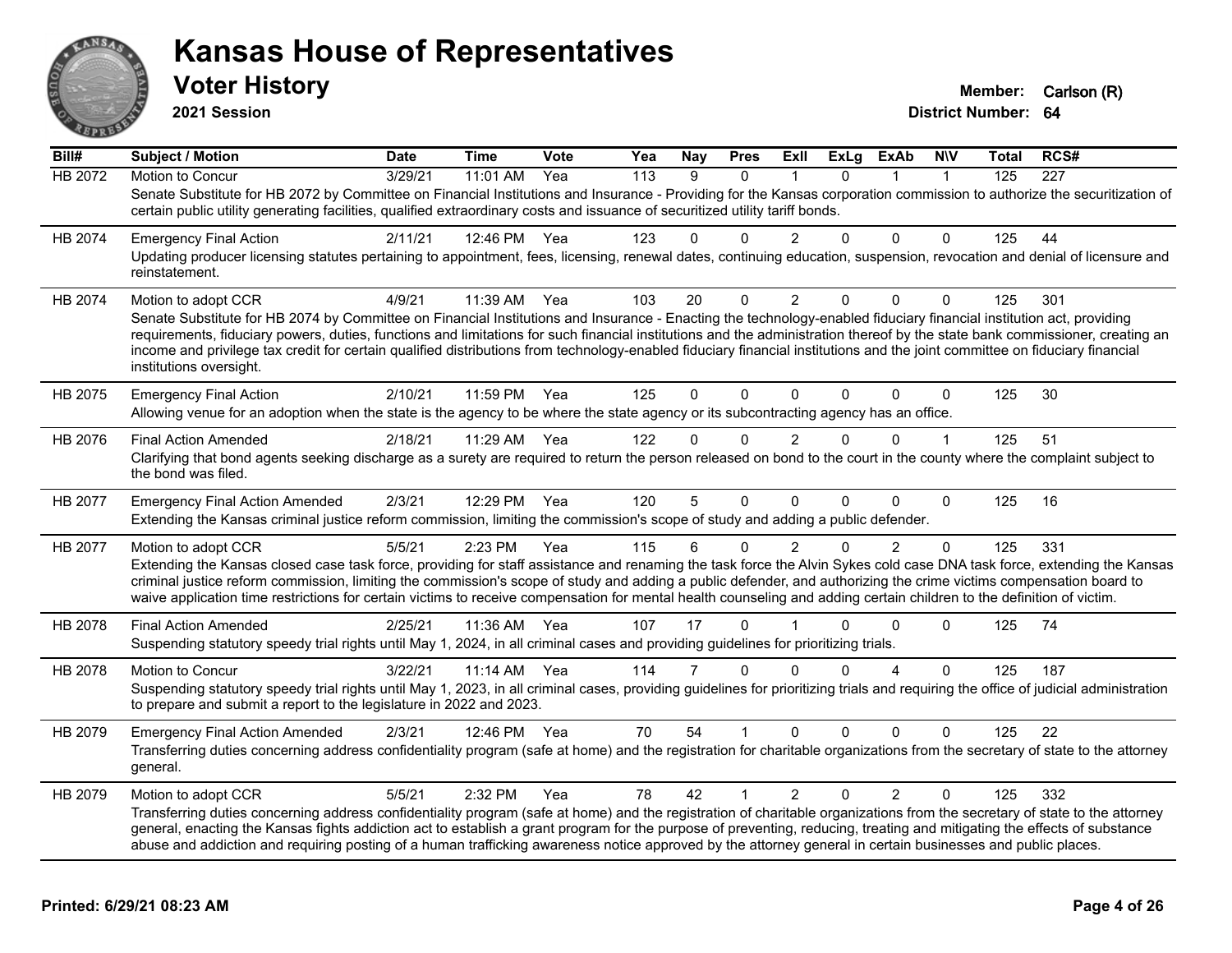# Kansas House of Representatives

## Voter History

**2021 Session**

**Member:** Carlson (R)
**District Number:** 64

| Bill# | Subject / Motion | Date | Time | Vote | Yea | Nay | Pres | ExII | ExLg | ExAb | N\V | Total | RCS# |
|---|---|---|---|---|---|---|---|---|---|---|---|---|---|
| HB 2072 | Motion to Concur | 3/29/21 | 11:01 AM | Yea | 113 | 9 | 0 | 1 | 0 | 1 | 1 | 125 | 227 |
| | Senate Substitute for HB 2072 by Committee on Financial Institutions and Insurance - Providing for the Kansas corporation commission to authorize the securitization of certain public utility generating facilities, qualified extraordinary costs and issuance of securitized utility tariff bonds. | | | | | | | | | | | | |
| HB 2074 | Emergency Final Action | 2/11/21 | 12:46 PM | Yea | 123 | 0 | 0 | 2 | 0 | 0 | 0 | 125 | 44 |
| | Updating producer licensing statutes pertaining to appointment, fees, licensing, renewal dates, continuing education, suspension, revocation and denial of licensure and reinstatement. | | | | | | | | | | | | |
| HB 2074 | Motion to adopt CCR | 4/9/21 | 11:39 AM | Yea | 103 | 20 | 0 | 2 | 0 | 0 | 0 | 125 | 301 |
| | Senate Substitute for HB 2074 by Committee on Financial Institutions and Insurance - Enacting the technology-enabled fiduciary financial institution act, providing requirements, fiduciary powers, duties, functions and limitations for such financial institutions and the administration thereof by the state bank commissioner, creating an income and privilege tax credit for certain qualified distributions from technology-enabled fiduciary financial institutions and the joint committee on fiduciary financial institutions oversight. | | | | | | | | | | | | |
| HB 2075 | Emergency Final Action | 2/10/21 | 11:59 PM | Yea | 125 | 0 | 0 | 0 | 0 | 0 | 0 | 125 | 30 |
| | Allowing venue for an adoption when the state is the agency to be where the state agency or its subcontracting agency has an office. | | | | | | | | | | | | |
| HB 2076 | Final Action Amended | 2/18/21 | 11:29 AM | Yea | 122 | 0 | 0 | 2 | 0 | 0 | 1 | 125 | 51 |
| | Clarifying that bond agents seeking discharge as a surety are required to return the person released on bond to the court in the county where the complaint subject to the bond was filed. | | | | | | | | | | | | |
| HB 2077 | Emergency Final Action Amended | 2/3/21 | 12:29 PM | Yea | 120 | 5 | 0 | 0 | 0 | 0 | 0 | 125 | 16 |
| | Extending the Kansas criminal justice reform commission, limiting the commission's scope of study and adding a public defender. | | | | | | | | | | | | |
| HB 2077 | Motion to adopt CCR | 5/5/21 | 2:23 PM | Yea | 115 | 6 | 0 | 2 | 0 | 2 | 0 | 125 | 331 |
| | Extending the Kansas closed case task force, providing for staff assistance and renaming the task force the Alvin Sykes cold case DNA task force, extending the Kansas criminal justice reform commission, limiting the commission's scope of study and adding a public defender, and authorizing the crime victims compensation board to waive application time restrictions for certain victims to receive compensation for mental health counseling and adding certain children to the definition of victim. | | | | | | | | | | | | |
| HB 2078 | Final Action Amended | 2/25/21 | 11:36 AM | Yea | 107 | 17 | 0 | 1 | 0 | 0 | 0 | 125 | 74 |
| | Suspending statutory speedy trial rights until May 1, 2024, in all criminal cases and providing guidelines for prioritizing trials. | | | | | | | | | | | | |
| HB 2078 | Motion to Concur | 3/22/21 | 11:14 AM | Yea | 114 | 7 | 0 | 0 | 0 | 4 | 0 | 125 | 187 |
| | Suspending statutory speedy trial rights until May 1, 2023, in all criminal cases, providing guidelines for prioritizing trials and requiring the office of judicial administration to prepare and submit a report to the legislature in 2022 and 2023. | | | | | | | | | | | | |
| HB 2079 | Emergency Final Action Amended | 2/3/21 | 12:46 PM | Yea | 70 | 54 | 1 | 0 | 0 | 0 | 0 | 125 | 22 |
| | Transferring duties concerning address confidentiality program (safe at home) and the registration for charitable organizations from the secretary of state to the attorney general. | | | | | | | | | | | | |
| HB 2079 | Motion to adopt CCR | 5/5/21 | 2:32 PM | Yea | 78 | 42 | 1 | 2 | 0 | 2 | 0 | 125 | 332 |
| | Transferring duties concerning address confidentiality program (safe at home) and the registration of charitable organizations from the secretary of state to the attorney general, enacting the Kansas fights addiction act to establish a grant program for the purpose of preventing, reducing, treating and mitigating the effects of substance abuse and addiction and requiring posting of a human trafficking awareness notice approved by the attorney general in certain businesses and public places. | | | | | | | | | | | | |

**Printed: 6/29/21 08:23 AM**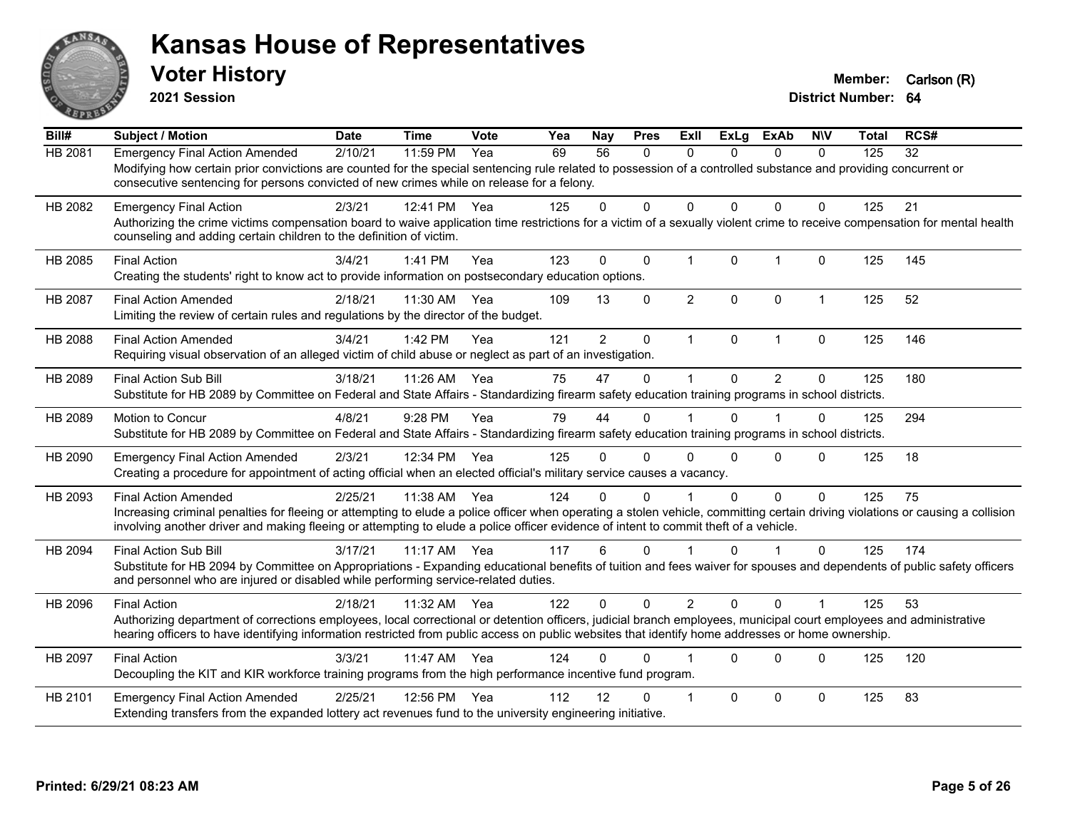# Kansas House of Representatives

## Voter History

**2021 Session**

**Member:** Carlson (R)
**District Number:** 64

| Bill# | Subject / Motion | Date | Time | Vote | Yea | Nay | Pres | ExII | ExLg | ExAb | N\V | Total | RCS# |
|---|---|---|---|---|---|---|---|---|---|---|---|---|---|
| HB 2081 | Emergency Final Action Amended | 2/10/21 | 11:59 PM | Yea | 69 | 56 | 0 | 0 | 0 | 0 | 0 | 125 | 32 |
| | Modifying how certain prior convictions are counted for the special sentencing rule related to possession of a controlled substance and providing concurrent or consecutive sentencing for persons convicted of new crimes while on release for a felony. | | | | | | | | | | | | |
| HB 2082 | Emergency Final Action | 2/3/21 | 12:41 PM | Yea | 125 | 0 | 0 | 0 | 0 | 0 | 0 | 125 | 21 |
| | Authorizing the crime victims compensation board to waive application time restrictions for a victim of a sexually violent crime to receive compensation for mental health counseling and adding certain children to the definition of victim. | | | | | | | | | | | | |
| HB 2085 | Final Action | 3/4/21 | 1:41 PM | Yea | 123 | 0 | 0 | 1 | 0 | 1 | 0 | 125 | 145 |
| | Creating the students' right to know act to provide information on postsecondary education options. | | | | | | | | | | | | |
| HB 2087 | Final Action Amended | 2/18/21 | 11:30 AM | Yea | 109 | 13 | 0 | 2 | 0 | 0 | 1 | 125 | 52 |
| | Limiting the review of certain rules and regulations by the director of the budget. | | | | | | | | | | | | |
| HB 2088 | Final Action Amended | 3/4/21 | 1:42 PM | Yea | 121 | 2 | 0 | 1 | 0 | 1 | 0 | 125 | 146 |
| | Requiring visual observation of an alleged victim of child abuse or neglect as part of an investigation. | | | | | | | | | | | | |
| HB 2089 | Final Action Sub Bill | 3/18/21 | 11:26 AM | Yea | 75 | 47 | 0 | 1 | 0 | 2 | 0 | 125 | 180 |
| | Substitute for HB 2089 by Committee on Federal and State Affairs - Standardizing firearm safety education training programs in school districts. | | | | | | | | | | | | |
| HB 2089 | Motion to Concur | 4/8/21 | 9:28 PM | Yea | 79 | 44 | 0 | 1 | 0 | 1 | 0 | 125 | 294 |
| | Substitute for HB 2089 by Committee on Federal and State Affairs - Standardizing firearm safety education training programs in school districts. | | | | | | | | | | | | |
| HB 2090 | Emergency Final Action Amended | 2/3/21 | 12:34 PM | Yea | 125 | 0 | 0 | 0 | 0 | 0 | 0 | 125 | 18 |
| | Creating a procedure for appointment of acting official when an elected official's military service causes a vacancy. | | | | | | | | | | | | |
| HB 2093 | Final Action Amended | 2/25/21 | 11:38 AM | Yea | 124 | 0 | 0 | 1 | 0 | 0 | 0 | 125 | 75 |
| | Increasing criminal penalties for fleeing or attempting to elude a police officer when operating a stolen vehicle, committing certain driving violations or causing a collision involving another driver and making fleeing or attempting to elude a police officer evidence of intent to commit theft of a vehicle. | | | | | | | | | | | | |
| HB 2094 | Final Action Sub Bill | 3/17/21 | 11:17 AM | Yea | 117 | 6 | 0 | 1 | 0 | 1 | 0 | 125 | 174 |
| | Substitute for HB 2094 by Committee on Appropriations - Expanding educational benefits of tuition and fees waiver for spouses and dependents of public safety officers and personnel who are injured or disabled while performing service-related duties. | | | | | | | | | | | | |
| HB 2096 | Final Action | 2/18/21 | 11:32 AM | Yea | 122 | 0 | 0 | 2 | 0 | 0 | 1 | 125 | 53 |
| | Authorizing department of corrections employees, local correctional or detention officers, judicial branch employees, municipal court employees and administrative hearing officers to have identifying information restricted from public access on public websites that identify home addresses or home ownership. | | | | | | | | | | | | |
| HB 2097 | Final Action | 3/3/21 | 11:47 AM | Yea | 124 | 0 | 0 | 1 | 0 | 0 | 0 | 125 | 120 |
| | Decoupling the KIT and KIR workforce training programs from the high performance incentive fund program. | | | | | | | | | | | | |
| HB 2101 | Emergency Final Action Amended | 2/25/21 | 12:56 PM | Yea | 112 | 12 | 0 | 1 | 0 | 0 | 0 | 125 | 83 |
| | Extending transfers from the expanded lottery act revenues fund to the university engineering initiative. | | | | | | | | | | | | |

**Printed: 6/29/21 08:23 AM**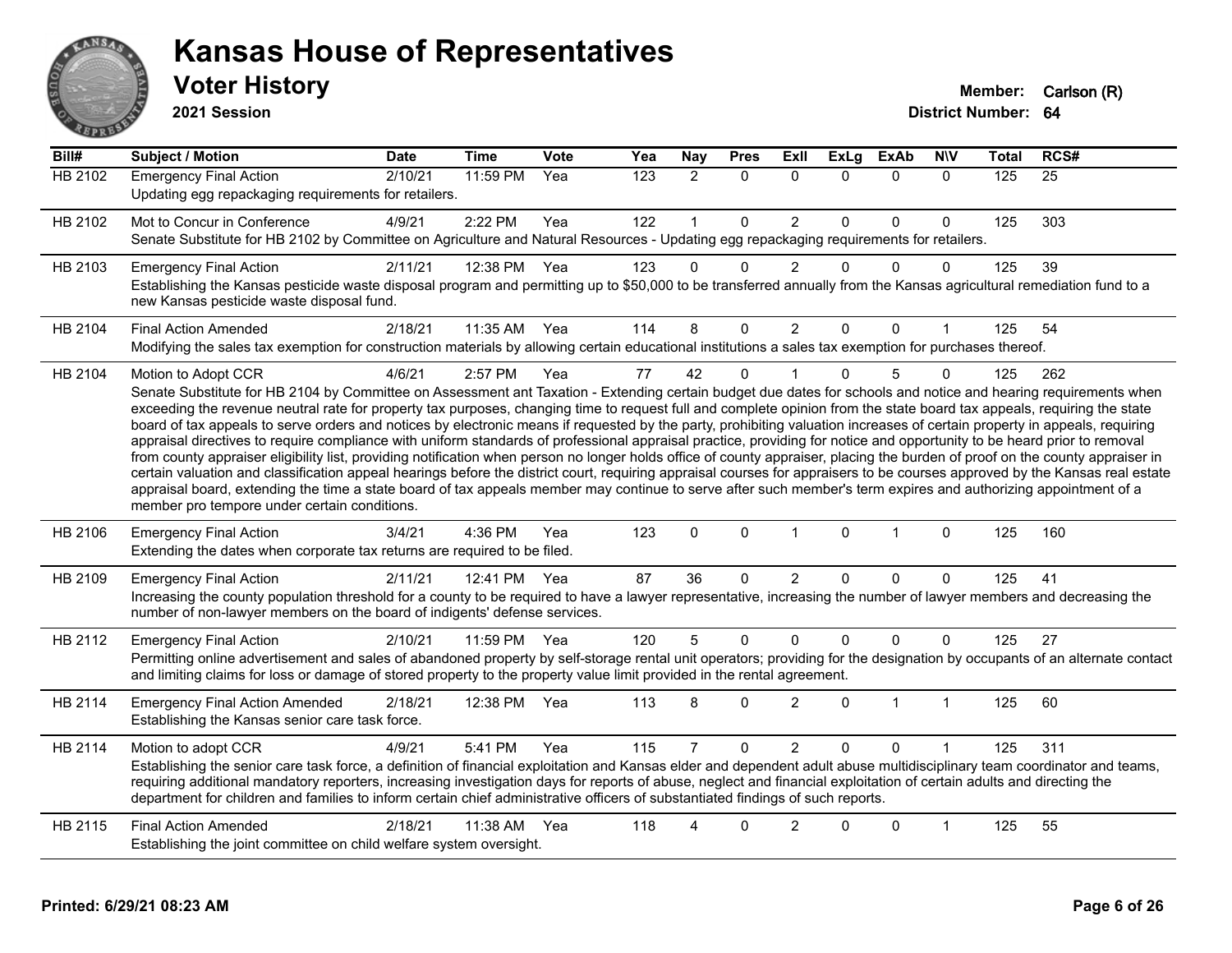# Kansas House of Representatives

## Voter History

**2021 Session**

**Member:** Carlson (R)
**District Number:** 64

| Bill# | Subject / Motion | Date | Time | Vote | Yea | Nay | Pres | ExII | ExLg | ExAb | N\V | Total | RCS# |
|---|---|---|---|---|---|---|---|---|---|---|---|---|---|
| HB 2102 | Emergency Final Action | 2/10/21 | 11:59 PM | Yea | 123 | 2 | 0 | 0 | 0 | 0 | 0 | 125 | 25 |
| | Updating egg repackaging requirements for retailers. | | | | | | | | | | | | |
| HB 2102 | Mot to Concur in Conference | 4/9/21 | 2:22 PM | Yea | 122 | 1 | 0 | 2 | 0 | 0 | 0 | 125 | 303 |
| | Senate Substitute for HB 2102 by Committee on Agriculture and Natural Resources - Updating egg repackaging requirements for retailers. | | | | | | | | | | | | |
| HB 2103 | Emergency Final Action | 2/11/21 | 12:38 PM | Yea | 123 | 0 | 0 | 2 | 0 | 0 | 0 | 125 | 39 |
| | Establishing the Kansas pesticide waste disposal program and permitting up to $50,000 to be transferred annually from the Kansas agricultural remediation fund to a new Kansas pesticide waste disposal fund. | | | | | | | | | | | | |
| HB 2104 | Final Action Amended | 2/18/21 | 11:35 AM | Yea | 114 | 8 | 0 | 2 | 0 | 0 | 1 | 125 | 54 |
| | Modifying the sales tax exemption for construction materials by allowing certain educational institutions a sales tax exemption for purchases thereof. | | | | | | | | | | | | |
| HB 2104 | Motion to Adopt CCR | 4/6/21 | 2:57 PM | Yea | 77 | 42 | 0 | 1 | 0 | 5 | 0 | 125 | 262 |
| | Senate Substitute for HB 2104 by Committee on Assessment ant Taxation - Extending certain budget due dates for schools and notice and hearing requirements when exceeding the revenue neutral rate for property tax purposes, changing time to request full and complete opinion from the state board tax appeals, requiring the state board of tax appeals to serve orders and notices by electronic means if requested by the party, prohibiting valuation increases of certain property in appeals, requiring appraisal directives to require compliance with uniform standards of professional appraisal practice, providing for notice and opportunity to be heard prior to removal from county appraiser eligibility list, providing notification when person no longer holds office of county appraiser, placing the burden of proof on the county appraiser in certain valuation and classification appeal hearings before the district court, requiring appraisal courses for appraisers to be courses approved by the Kansas real estate appraisal board, extending the time a state board of tax appeals member may continue to serve after such member's term expires and authorizing appointment of a member pro tempore under certain conditions. | | | | | | | | | | | | |
| HB 2106 | Emergency Final Action | 3/4/21 | 4:36 PM | Yea | 123 | 0 | 0 | 1 | 0 | 1 | 0 | 125 | 160 |
| | Extending the dates when corporate tax returns are required to be filed. | | | | | | | | | | | | |
| HB 2109 | Emergency Final Action | 2/11/21 | 12:41 PM | Yea | 87 | 36 | 0 | 2 | 0 | 0 | 0 | 125 | 41 |
| | Increasing the county population threshold for a county to be required to have a lawyer representative, increasing the number of lawyer members and decreasing the number of non-lawyer members on the board of indigents' defense services. | | | | | | | | | | | | |
| HB 2112 | Emergency Final Action | 2/10/21 | 11:59 PM | Yea | 120 | 5 | 0 | 0 | 0 | 0 | 0 | 125 | 27 |
| | Permitting online advertisement and sales of abandoned property by self-storage rental unit operators; providing for the designation by occupants of an alternate contact and limiting claims for loss or damage of stored property to the property value limit provided in the rental agreement. | | | | | | | | | | | | |
| HB 2114 | Emergency Final Action Amended | 2/18/21 | 12:38 PM | Yea | 113 | 8 | 0 | 2 | 0 | 1 | 1 | 125 | 60 |
| | Establishing the Kansas senior care task force. | | | | | | | | | | | | |
| HB 2114 | Motion to adopt CCR | 4/9/21 | 5:41 PM | Yea | 115 | 7 | 0 | 2 | 0 | 0 | 1 | 125 | 311 |
| | Establishing the senior care task force, a definition of financial exploitation and Kansas elder and dependent adult abuse multidisciplinary team coordinator and teams, requiring additional mandatory reporters, increasing investigation days for reports of abuse, neglect and financial exploitation of certain adults and directing the department for children and families to inform certain chief administrative officers of substantiated findings of such reports. | | | | | | | | | | | | |
| HB 2115 | Final Action Amended | 2/18/21 | 11:38 AM | Yea | 118 | 4 | 0 | 2 | 0 | 0 | 1 | 125 | 55 |
| | Establishing the joint committee on child welfare system oversight. | | | | | | | | | | | | |

**Printed: 6/29/21 08:23 AM**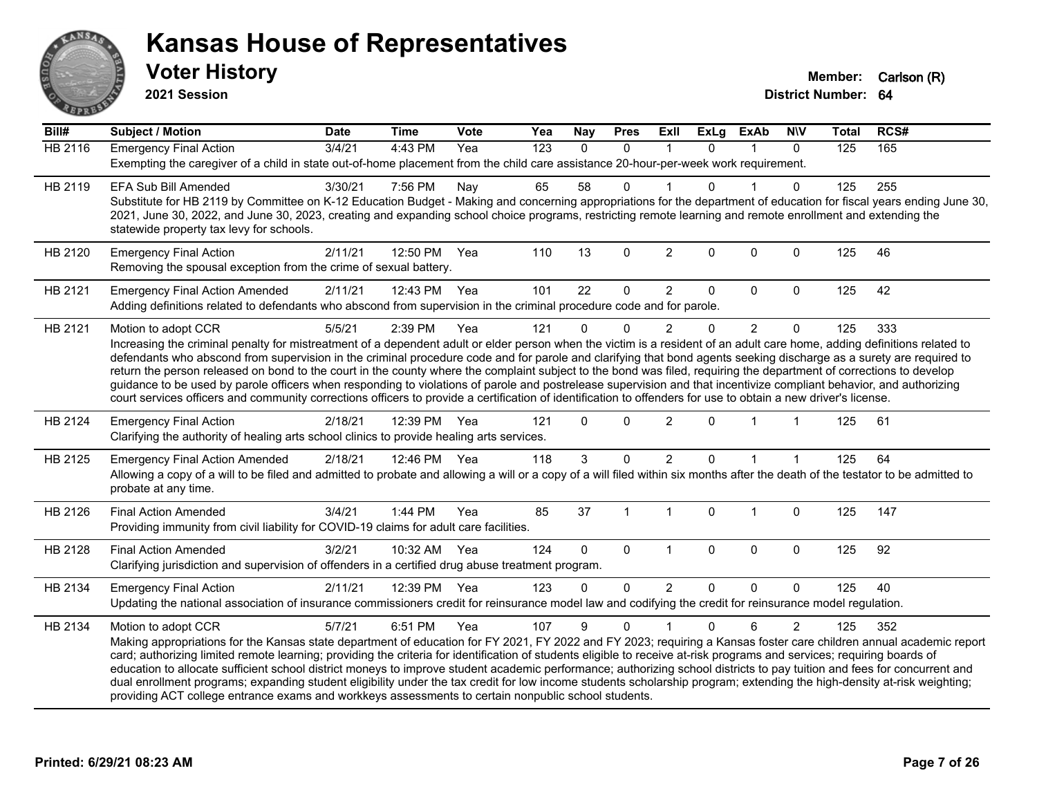# Kansas House of Representatives

## Voter History

**2021 Session**

**Member:** Carlson (R)
**District Number:** 64

| Bill# | Subject / Motion | Date | Time | Vote | Yea | Nay | Pres | ExII | ExLg | ExAb | N\V | Total | RCS# |
|---|---|---|---|---|---|---|---|---|---|---|---|---|---|
| HB 2116 | Emergency Final Action | 3/4/21 | 4:43 PM | Yea | 123 | 0 | 0 | 1 | 0 | 1 | 0 | 125 | 165 |
| | Exempting the caregiver of a child in state out-of-home placement from the child care assistance 20-hour-per-week work requirement. | | | | | | | | | | | | |
| HB 2119 | EFA Sub Bill Amended | 3/30/21 | 7:56 PM | Nay | 65 | 58 | 0 | 1 | 0 | 1 | 0 | 125 | 255 |
| | Substitute for HB 2119 by Committee on K-12 Education Budget - Making and concerning appropriations for the department of education for fiscal years ending June 30, 2021, June 30, 2022, and June 30, 2023, creating and expanding school choice programs, restricting remote learning and remote enrollment and extending the statewide property tax levy for schools. | | | | | | | | | | | | |
| HB 2120 | Emergency Final Action | 2/11/21 | 12:50 PM | Yea | 110 | 13 | 0 | 2 | 0 | 0 | 0 | 125 | 46 |
| | Removing the spousal exception from the crime of sexual battery. | | | | | | | | | | | | |
| HB 2121 | Emergency Final Action Amended | 2/11/21 | 12:43 PM | Yea | 101 | 22 | 0 | 2 | 0 | 0 | 0 | 125 | 42 |
| | Adding definitions related to defendants who abscond from supervision in the criminal procedure code and for parole. | | | | | | | | | | | | |
| HB 2121 | Motion to adopt CCR | 5/5/21 | 2:39 PM | Yea | 121 | 0 | 0 | 2 | 0 | 2 | 0 | 125 | 333 |
| | Increasing the criminal penalty for mistreatment of a dependent adult or elder person when the victim is a resident of an adult care home, adding definitions related to defendants who abscond from supervision in the criminal procedure code and for parole and clarifying that bond agents seeking discharge as a surety are required to return the person released on bond to the court in the county where the complaint subject to the bond was filed, requiring the department of corrections to develop guidance to be used by parole officers when responding to violations of parole and postrelease supervision and that incentivize compliant behavior, and authorizing court services officers and community corrections officers to provide a certification of identification to offenders for use to obtain a new driver's license. | | | | | | | | | | | | |
| HB 2124 | Emergency Final Action | 2/18/21 | 12:39 PM | Yea | 121 | 0 | 0 | 2 | 0 | 1 | 1 | 125 | 61 |
| | Clarifying the authority of healing arts school clinics to provide healing arts services. | | | | | | | | | | | | |
| HB 2125 | Emergency Final Action Amended | 2/18/21 | 12:46 PM | Yea | 118 | 3 | 0 | 2 | 0 | 1 | 1 | 125 | 64 |
| | Allowing a copy of a will to be filed and admitted to probate and allowing a will or a copy of a will filed within six months after the death of the testator to be admitted to probate at any time. | | | | | | | | | | | | |
| HB 2126 | Final Action Amended | 3/4/21 | 1:44 PM | Yea | 85 | 37 | 1 | 1 | 0 | 1 | 0 | 125 | 147 |
| | Providing immunity from civil liability for COVID-19 claims for adult care facilities. | | | | | | | | | | | | |
| HB 2128 | Final Action Amended | 3/2/21 | 10:32 AM | Yea | 124 | 0 | 0 | 1 | 0 | 0 | 0 | 125 | 92 |
| | Clarifying jurisdiction and supervision of offenders in a certified drug abuse treatment program. | | | | | | | | | | | | |
| HB 2134 | Emergency Final Action | 2/11/21 | 12:39 PM | Yea | 123 | 0 | 0 | 2 | 0 | 0 | 0 | 125 | 40 |
| | Updating the national association of insurance commissioners credit for reinsurance model law and codifying the credit for reinsurance model regulation. | | | | | | | | | | | | |
| HB 2134 | Motion to adopt CCR | 5/7/21 | 6:51 PM | Yea | 107 | 9 | 0 | 1 | 0 | 6 | 2 | 125 | 352 |
| | Making appropriations for the Kansas state department of education for FY 2021, FY 2022 and FY 2023; requiring a Kansas foster care children annual academic report card; authorizing limited remote learning; providing the criteria for identification of students eligible to receive at-risk programs and services; requiring boards of education to allocate sufficient school district moneys to improve student academic performance; authorizing school districts to pay tuition and fees for concurrent and dual enrollment programs; expanding student eligibility under the tax credit for low income students scholarship program; extending the high-density at-risk weighting; providing ACT college entrance exams and workkeys assessments to certain nonpublic school students. | | | | | | | | | | | | |

Printed: 6/29/21 08:23 AM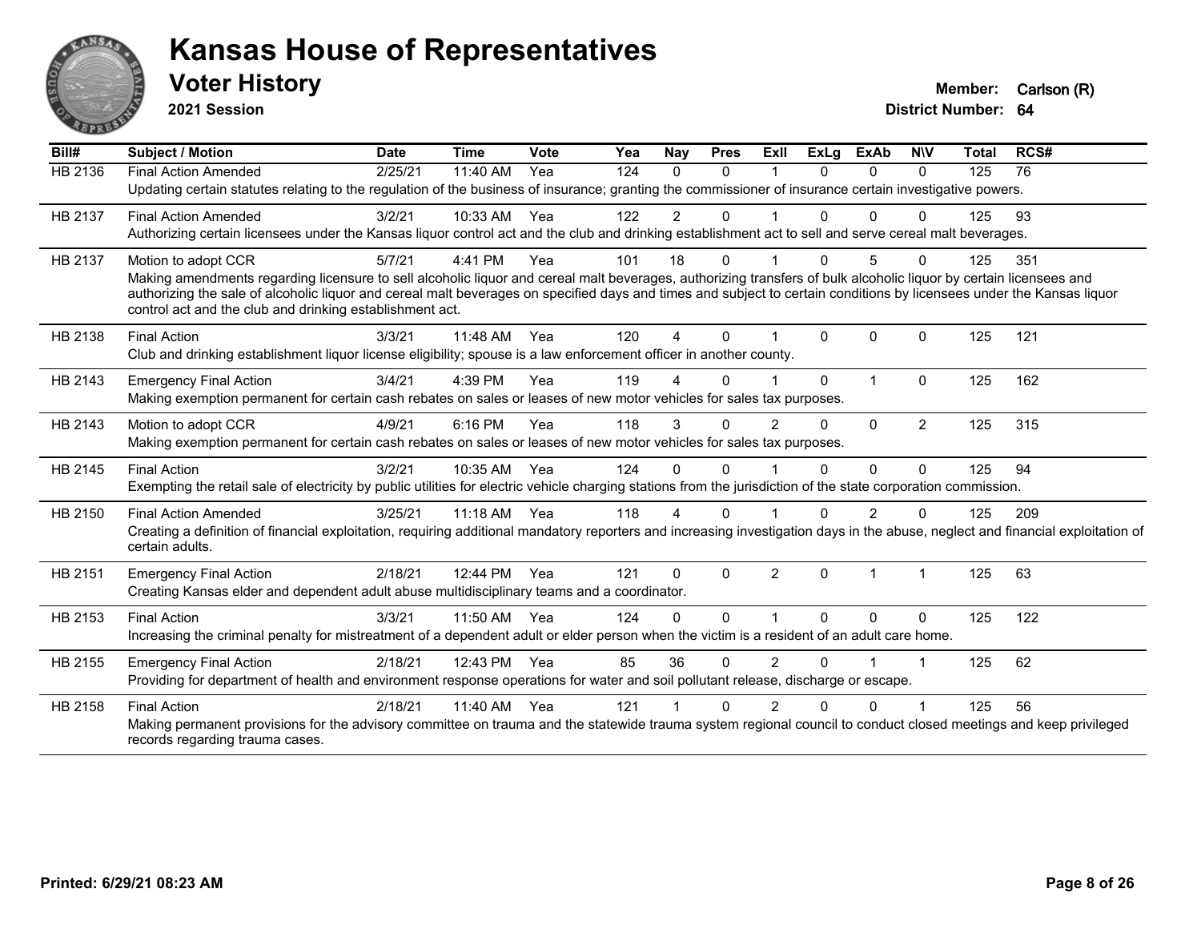# Kansas House of Representatives

## Voter History

**2021 Session**

**Member:** Carlson (R)
**District Number:** 64

| Bill# | Subject / Motion | Date | Time | Vote | Yea | Nay | Pres | ExII | ExLg | ExAb | N\V | Total | RCS# |
|---|---|---|---|---|---|---|---|---|---|---|---|---|---|
| HB 2136 | Final Action Amended | 2/25/21 | 11:40 AM | Yea | 124 | 0 | 0 | 1 | 0 | 0 | 0 | 125 | 76 |
| | Updating certain statutes relating to the regulation of the business of insurance; granting the commissioner of insurance certain investigative powers. | | | | | | | | | | | | |
| HB 2137 | Final Action Amended | 3/2/21 | 10:33 AM | Yea | 122 | 2 | 0 | 1 | 0 | 0 | 0 | 125 | 93 |
| | Authorizing certain licensees under the Kansas liquor control act and the club and drinking establishment act to sell and serve cereal malt beverages. | | | | | | | | | | | | |
| HB 2137 | Motion to adopt CCR | 5/7/21 | 4:41 PM | Yea | 101 | 18 | 0 | 1 | 0 | 5 | 0 | 125 | 351 |
| | Making amendments regarding licensure to sell alcoholic liquor and cereal malt beverages, authorizing transfers of bulk alcoholic liquor by certain licensees and authorizing the sale of alcoholic liquor and cereal malt beverages on specified days and times and subject to certain conditions by licensees under the Kansas liquor control act and the club and drinking establishment act. | | | | | | | | | | | | |
| HB 2138 | Final Action | 3/3/21 | 11:48 AM | Yea | 120 | 4 | 0 | 1 | 0 | 0 | 0 | 125 | 121 |
| | Club and drinking establishment liquor license eligibility; spouse is a law enforcement officer in another county. | | | | | | | | | | | | |
| HB 2143 | Emergency Final Action | 3/4/21 | 4:39 PM | Yea | 119 | 4 | 0 | 1 | 0 | 1 | 0 | 125 | 162 |
| | Making exemption permanent for certain cash rebates on sales or leases of new motor vehicles for sales tax purposes. | | | | | | | | | | | | |
| HB 2143 | Motion to adopt CCR | 4/9/21 | 6:16 PM | Yea | 118 | 3 | 0 | 2 | 0 | 0 | 2 | 125 | 315 |
| | Making exemption permanent for certain cash rebates on sales or leases of new motor vehicles for sales tax purposes. | | | | | | | | | | | | |
| HB 2145 | Final Action | 3/2/21 | 10:35 AM | Yea | 124 | 0 | 0 | 1 | 0 | 0 | 0 | 125 | 94 |
| | Exempting the retail sale of electricity by public utilities for electric vehicle charging stations from the jurisdiction of the state corporation commission. | | | | | | | | | | | | |
| HB 2150 | Final Action Amended | 3/25/21 | 11:18 AM | Yea | 118 | 4 | 0 | 1 | 0 | 2 | 0 | 125 | 209 |
| | Creating a definition of financial exploitation, requiring additional mandatory reporters and increasing investigation days in the abuse, neglect and financial exploitation of certain adults. | | | | | | | | | | | | |
| HB 2151 | Emergency Final Action | 2/18/21 | 12:44 PM | Yea | 121 | 0 | 0 | 2 | 0 | 1 | 1 | 125 | 63 |
| | Creating Kansas elder and dependent adult abuse multidisciplinary teams and a coordinator. | | | | | | | | | | | | |
| HB 2153 | Final Action | 3/3/21 | 11:50 AM | Yea | 124 | 0 | 0 | 1 | 0 | 0 | 0 | 125 | 122 |
| | Increasing the criminal penalty for mistreatment of a dependent adult or elder person when the victim is a resident of an adult care home. | | | | | | | | | | | | |
| HB 2155 | Emergency Final Action | 2/18/21 | 12:43 PM | Yea | 85 | 36 | 0 | 2 | 0 | 1 | 1 | 125 | 62 |
| | Providing for department of health and environment response operations for water and soil pollutant release, discharge or escape. | | | | | | | | | | | | |
| HB 2158 | Final Action | 2/18/21 | 11:40 AM | Yea | 121 | 1 | 0 | 2 | 0 | 0 | 1 | 125 | 56 |
| | Making permanent provisions for the advisory committee on trauma and the statewide trauma system regional council to conduct closed meetings and keep privileged records regarding trauma cases. | | | | | | | | | | | | |

**Printed: 6/29/21 08:23 AM**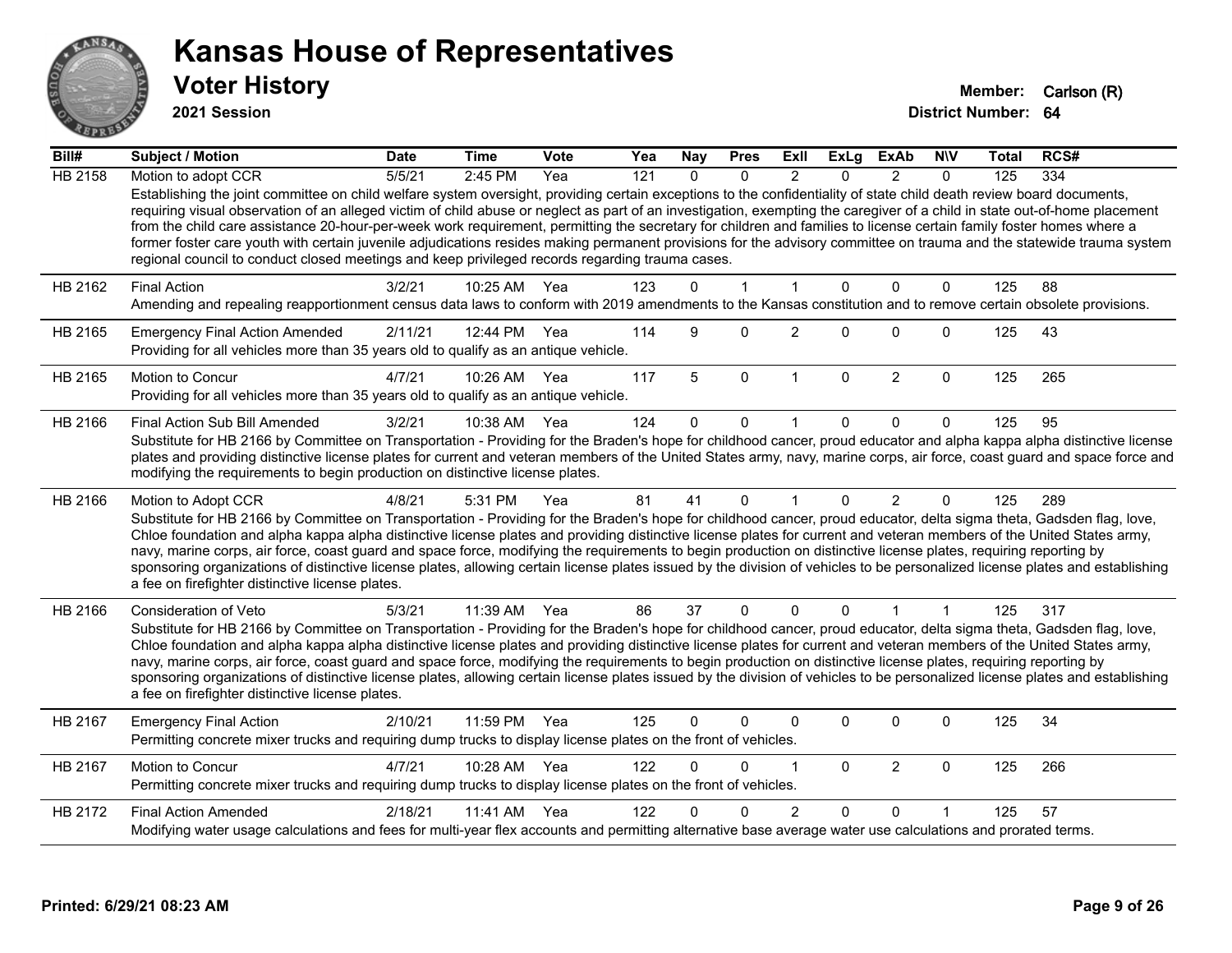# Kansas House of Representatives

## Voter History

**2021 Session**

**Member:** Carlson (R)
**District Number:** 64

| Bill# | Subject / Motion | Date | Time | Vote | Yea | Nay | Pres | ExII | ExLg | ExAb | N\V | Total | RCS# |
|---|---|---|---|---|---|---|---|---|---|---|---|---|---|
| HB 2158 | Motion to adopt CCR | 5/5/21 | 2:45 PM | Yea | 121 | 0 | 0 | 2 | 0 | 2 | 0 | 125 | 334 |
| | Establishing the joint committee on child welfare system oversight, providing certain exceptions to the confidentiality of state child death review board documents, requiring visual observation of an alleged victim of child abuse or neglect as part of an investigation, exempting the caregiver of a child in state out-of-home placement from the child care assistance 20-hour-per-week work requirement, permitting the secretary for children and families to license certain family foster homes where a former foster care youth with certain juvenile adjudications resides making permanent provisions for the advisory committee on trauma and the statewide trauma system regional council to conduct closed meetings and keep privileged records regarding trauma cases. | | | | | | | | | | | | |
| HB 2162 | Final Action | 3/2/21 | 10:25 AM | Yea | 123 | 0 | 1 | 1 | 0 | 0 | 0 | 125 | 88 |
| | Amending and repealing reapportionment census data laws to conform with 2019 amendments to the Kansas constitution and to remove certain obsolete provisions. | | | | | | | | | | | | |
| HB 2165 | Emergency Final Action Amended | 2/11/21 | 12:44 PM | Yea | 114 | 9 | 0 | 2 | 0 | 0 | 0 | 125 | 43 |
| | Providing for all vehicles more than 35 years old to qualify as an antique vehicle. | | | | | | | | | | | | |
| HB 2165 | Motion to Concur | 4/7/21 | 10:26 AM | Yea | 117 | 5 | 0 | 1 | 0 | 2 | 0 | 125 | 265 |
| | Providing for all vehicles more than 35 years old to qualify as an antique vehicle. | | | | | | | | | | | | |
| HB 2166 | Final Action Sub Bill Amended | 3/2/21 | 10:38 AM | Yea | 124 | 0 | 0 | 1 | 0 | 0 | 0 | 125 | 95 |
| | Substitute for HB 2166 by Committee on Transportation - Providing for the Braden's hope for childhood cancer, proud educator and alpha kappa alpha distinctive license plates and providing distinctive license plates for current and veteran members of the United States army, navy, marine corps, air force, coast guard and space force and modifying the requirements to begin production on distinctive license plates. | | | | | | | | | | | | |
| HB 2166 | Motion to Adopt CCR | 4/8/21 | 5:31 PM | Yea | 81 | 41 | 0 | 1 | 0 | 2 | 0 | 125 | 289 |
| | Substitute for HB 2166 by Committee on Transportation - Providing for the Braden's hope for childhood cancer, proud educator, delta sigma theta, Gadsden flag, love, Chloe foundation and alpha kappa alpha distinctive license plates and providing distinctive license plates for current and veteran members of the United States army, navy, marine corps, air force, coast guard and space force, modifying the requirements to begin production on distinctive license plates, requiring reporting by sponsoring organizations of distinctive license plates, allowing certain license plates issued by the division of vehicles to be personalized license plates and establishing a fee on firefighter distinctive license plates. | | | | | | | | | | | | |
| HB 2166 | Consideration of Veto | 5/3/21 | 11:39 AM | Yea | 86 | 37 | 0 | 0 | 0 | 1 | 1 | 125 | 317 |
| | Substitute for HB 2166 by Committee on Transportation - Providing for the Braden's hope for childhood cancer, proud educator, delta sigma theta, Gadsden flag, love, Chloe foundation and alpha kappa alpha distinctive license plates and providing distinctive license plates for current and veteran members of the United States army, navy, marine corps, air force, coast guard and space force, modifying the requirements to begin production on distinctive license plates, requiring reporting by sponsoring organizations of distinctive license plates, allowing certain license plates issued by the division of vehicles to be personalized license plates and establishing a fee on firefighter distinctive license plates. | | | | | | | | | | | | |
| HB 2167 | Emergency Final Action | 2/10/21 | 11:59 PM | Yea | 125 | 0 | 0 | 0 | 0 | 0 | 0 | 125 | 34 |
| | Permitting concrete mixer trucks and requiring dump trucks to display license plates on the front of vehicles. | | | | | | | | | | | | |
| HB 2167 | Motion to Concur | 4/7/21 | 10:28 AM | Yea | 122 | 0 | 0 | 1 | 0 | 2 | 0 | 125 | 266 |
| | Permitting concrete mixer trucks and requiring dump trucks to display license plates on the front of vehicles. | | | | | | | | | | | | |
| HB 2172 | Final Action Amended | 2/18/21 | 11:41 AM | Yea | 122 | 0 | 0 | 2 | 0 | 0 | 1 | 125 | 57 |
| | Modifying water usage calculations and fees for multi-year flex accounts and permitting alternative base average water use calculations and prorated terms. | | | | | | | | | | | | |

**Printed: 6/29/21 08:23 AM**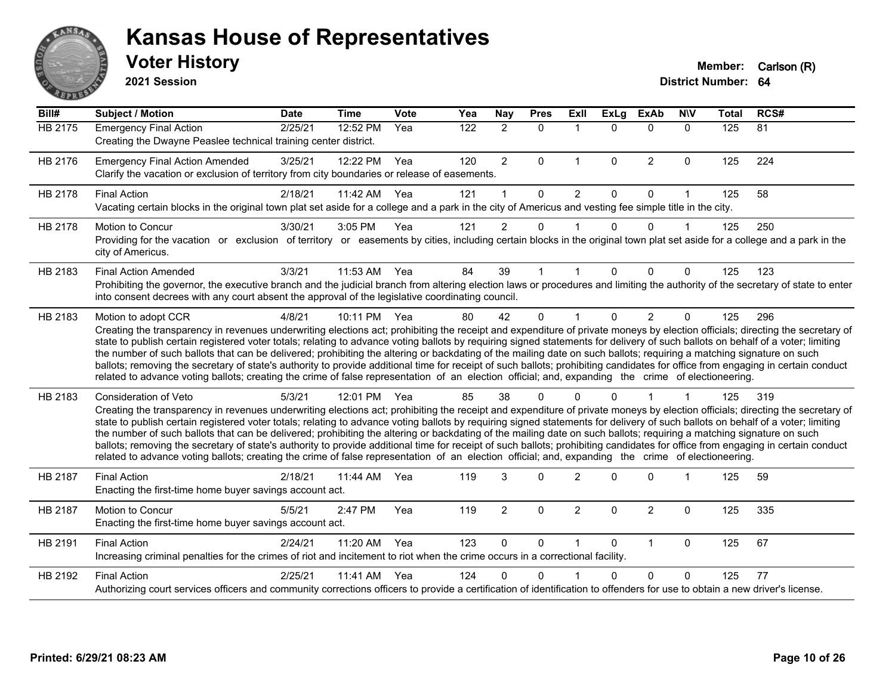# Kansas House of Representatives

## Voter History

**2021 Session**

**Member:** Carlson (R)
**District Number:** 64

| Bill# | Subject / Motion | Date | Time | Vote | Yea | Nay | Pres | ExII | ExLg | ExAb | N\V | Total | RCS# |
|---|---|---|---|---|---|---|---|---|---|---|---|---|---|
| HB 2175 | Emergency Final Action<br>Creating the Dwayne Peaslee technical training center district. | 2/25/21 | 12:52 PM | Yea | 122 | 2 | 0 | 1 | 0 | 0 | 0 | 125 | 81 |
| HB 2176 | Emergency Final Action Amended<br>Clarify the vacation or exclusion of territory from city boundaries or release of easements. | 3/25/21 | 12:22 PM | Yea | 120 | 2 | 0 | 1 | 0 | 2 | 0 | 125 | 224 |
| HB 2178 | Final Action<br>Vacating certain blocks in the original town plat set aside for a college and a park in the city of Americus and vesting fee simple title in the city. | 2/18/21 | 11:42 AM | Yea | 121 | 1 | 0 | 2 | 0 | 0 | 1 | 125 | 58 |
| HB 2178 | Motion to Concur<br>Providing for the vacation or exclusion of territory or easements by cities, including certain blocks in the original town plat set aside for a college and a park in the city of Americus. | 3/30/21 | 3:05 PM | Yea | 121 | 2 | 0 | 1 | 0 | 0 | 1 | 125 | 250 |
| HB 2183 | Final Action Amended<br>Prohibiting the governor, the executive branch and the judicial branch from altering election laws or procedures and limiting the authority of the secretary of state to enter into consent decrees with any court absent the approval of the legislative coordinating council. | 3/3/21 | 11:53 AM | Yea | 84 | 39 | 1 | 1 | 0 | 0 | 0 | 125 | 123 |
| HB 2183 | Motion to adopt CCR<br>Creating the transparency in revenues underwriting elections act; prohibiting the receipt and expenditure of private moneys by election officials; directing the secretary of state to publish certain registered voter totals; relating to advance voting ballots by requiring signed statements for delivery of such ballots on behalf of a voter; limiting the number of such ballots that can be delivered; prohibiting the altering or backdating of the mailing date on such ballots; requiring a matching signature on such ballots; removing the secretary of state's authority to provide additional time for receipt of such ballots; prohibiting candidates for office from engaging in certain conduct related to advance voting ballots; creating the crime of false representation of an election official; and, expanding the crime of electioneering. | 4/8/21 | 10:11 PM | Yea | 80 | 42 | 0 | 1 | 0 | 2 | 0 | 125 | 296 |
| HB 2183 | Consideration of Veto<br>Creating the transparency in revenues underwriting elections act; prohibiting the receipt and expenditure of private moneys by election officials; directing the secretary of state to publish certain registered voter totals; relating to advance voting ballots by requiring signed statements for delivery of such ballots on behalf of a voter; limiting the number of such ballots that can be delivered; prohibiting the altering or backdating of the mailing date on such ballots; requiring a matching signature on such ballots; removing the secretary of state's authority to provide additional time for receipt of such ballots; prohibiting candidates for office from engaging in certain conduct related to advance voting ballots; creating the crime of false representation of an election official; and, expanding the crime of electioneering. | 5/3/21 | 12:01 PM | Yea | 85 | 38 | 0 | 0 | 0 | 1 | 1 | 125 | 319 |
| HB 2187 | Final Action<br>Enacting the first-time home buyer savings account act. | 2/18/21 | 11:44 AM | Yea | 119 | 3 | 0 | 2 | 0 | 0 | 1 | 125 | 59 |
| HB 2187 | Motion to Concur<br>Enacting the first-time home buyer savings account act. | 5/5/21 | 2:47 PM | Yea | 119 | 2 | 0 | 2 | 0 | 2 | 0 | 125 | 335 |
| HB 2191 | Final Action<br>Increasing criminal penalties for the crimes of riot and incitement to riot when the crime occurs in a correctional facility. | 2/24/21 | 11:20 AM | Yea | 123 | 0 | 0 | 1 | 0 | 1 | 0 | 125 | 67 |
| HB 2192 | Final Action<br>Authorizing court services officers and community corrections officers to provide a certification of identification to offenders for use to obtain a new driver's license. | 2/25/21 | 11:41 AM | Yea | 124 | 0 | 0 | 1 | 0 | 0 | 0 | 125 | 77 |

Printed: 6/29/21 08:23 AM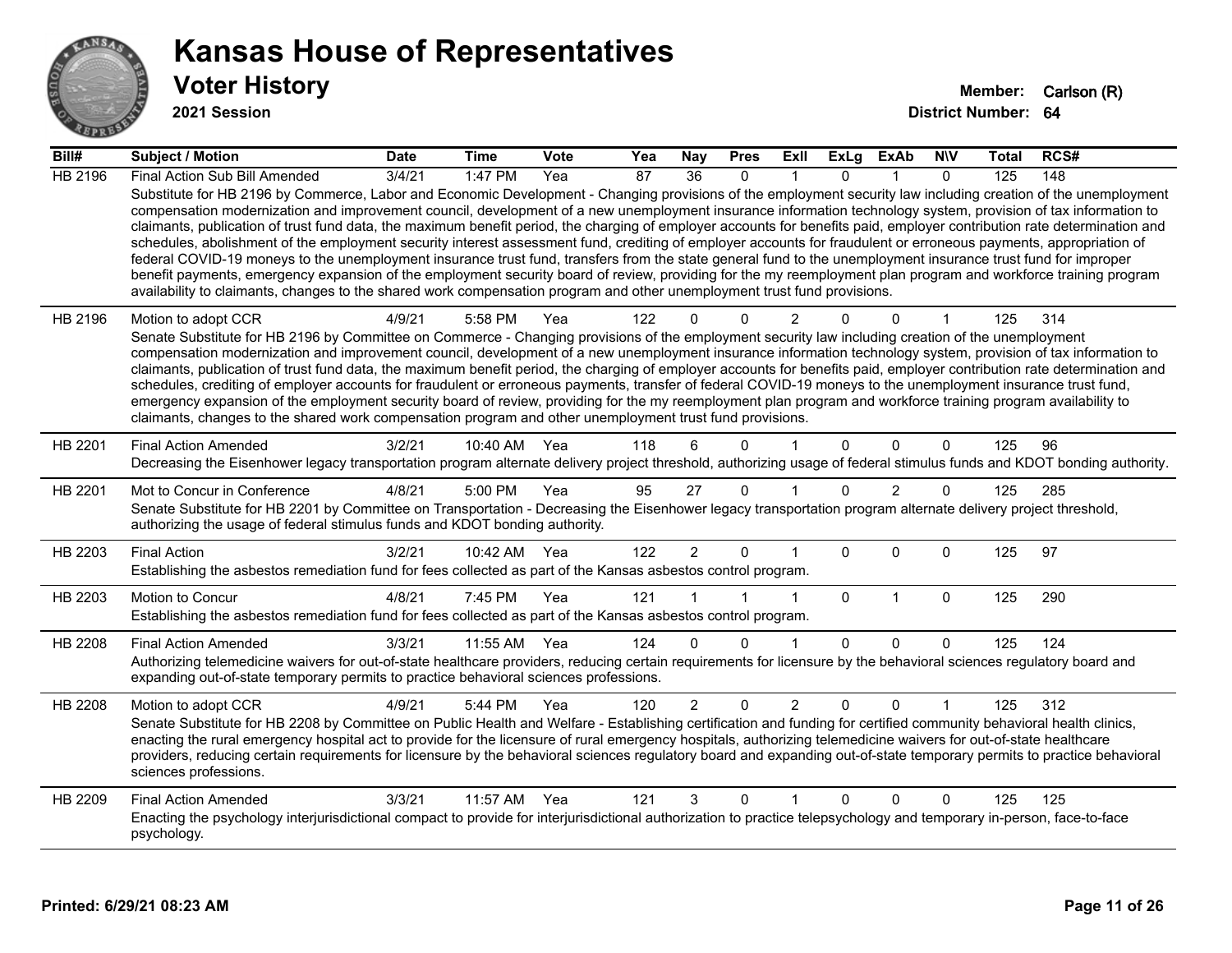# Kansas House of Representatives

## Voter History

**2021 Session**

**Member:** Carlson (R)
**District Number:** 64

| Bill# | Subject / Motion | Date | Time | Vote | Yea | Nay | Pres | ExII | ExLg | ExAb | N\V | Total | RCS# |
|---|---|---|---|---|---|---|---|---|---|---|---|---|---|
| HB 2196 | Final Action Sub Bill Amended | 3/4/21 | 1:47 PM | Yea | 87 | 36 | 0 | 1 | 0 | 1 | 0 | 125 | 148 |
| | Substitute for HB 2196 by Commerce, Labor and Economic Development - Changing provisions of the employment security law including creation of the unemployment compensation modernization and improvement council, development of a new unemployment insurance information technology system, provision of tax information to claimants, publication of trust fund data, the maximum benefit period, the charging of employer accounts for benefits paid, employer contribution rate determination and schedules, abolishment of the employment security interest assessment fund, crediting of employer accounts for fraudulent or erroneous payments, appropriation of federal COVID-19 moneys to the unemployment insurance trust fund, transfers from the state general fund to the unemployment insurance trust fund for improper benefit payments, emergency expansion of the employment security board of review, providing for the my reemployment plan program and workforce training program availability to claimants, changes to the shared work compensation program and other unemployment trust fund provisions. | | | | | | | | | | | | |
| HB 2196 | Motion to adopt CCR | 4/9/21 | 5:58 PM | Yea | 122 | 0 | 0 | 2 | 0 | 0 | 1 | 125 | 314 |
| | Senate Substitute for HB 2196 by Committee on Commerce - Changing provisions of the employment security law including creation of the unemployment compensation modernization and improvement council, development of a new unemployment insurance information technology system, provision of tax information to claimants, publication of trust fund data, the maximum benefit period, the charging of employer accounts for benefits paid, employer contribution rate determination and schedules, crediting of employer accounts for fraudulent or erroneous payments, transfer of federal COVID-19 moneys to the unemployment insurance trust fund, emergency expansion of the employment security board of review, providing for the my reemployment plan program and workforce training program availability to claimants, changes to the shared work compensation program and other unemployment trust fund provisions. | | | | | | | | | | | | |
| HB 2201 | Final Action Amended | 3/2/21 | 10:40 AM | Yea | 118 | 6 | 0 | 1 | 0 | 0 | 0 | 125 | 96 |
| | Decreasing the Eisenhower legacy transportation program alternate delivery project threshold, authorizing usage of federal stimulus funds and KDOT bonding authority. | | | | | | | | | | | | |
| HB 2201 | Mot to Concur in Conference | 4/8/21 | 5:00 PM | Yea | 95 | 27 | 0 | 1 | 0 | 2 | 0 | 125 | 285 |
| | Senate Substitute for HB 2201 by Committee on Transportation - Decreasing the Eisenhower legacy transportation program alternate delivery project threshold, authorizing the usage of federal stimulus funds and KDOT bonding authority. | | | | | | | | | | | | |
| HB 2203 | Final Action | 3/2/21 | 10:42 AM | Yea | 122 | 2 | 0 | 1 | 0 | 0 | 0 | 125 | 97 |
| | Establishing the asbestos remediation fund for fees collected as part of the Kansas asbestos control program. | | | | | | | | | | | | |
| HB 2203 | Motion to Concur | 4/8/21 | 7:45 PM | Yea | 121 | 1 | 1 | 1 | 0 | 1 | 0 | 125 | 290 |
| | Establishing the asbestos remediation fund for fees collected as part of the Kansas asbestos control program. | | | | | | | | | | | | |
| HB 2208 | Final Action Amended | 3/3/21 | 11:55 AM | Yea | 124 | 0 | 0 | 1 | 0 | 0 | 0 | 125 | 124 |
| | Authorizing telemedicine waivers for out-of-state healthcare providers, reducing certain requirements for licensure by the behavioral sciences regulatory board and expanding out-of-state temporary permits to practice behavioral sciences professions. | | | | | | | | | | | | |
| HB 2208 | Motion to adopt CCR | 4/9/21 | 5:44 PM | Yea | 120 | 2 | 0 | 2 | 0 | 0 | 1 | 125 | 312 |
| | Senate Substitute for HB 2208 by Committee on Public Health and Welfare - Establishing certification and funding for certified community behavioral health clinics, enacting the rural emergency hospital act to provide for the licensure of rural emergency hospitals, authorizing telemedicine waivers for out-of-state healthcare providers, reducing certain requirements for licensure by the behavioral sciences regulatory board and expanding out-of-state temporary permits to practice behavioral sciences professions. | | | | | | | | | | | | |
| HB 2209 | Final Action Amended | 3/3/21 | 11:57 AM | Yea | 121 | 3 | 0 | 1 | 0 | 0 | 0 | 125 | 125 |
| | Enacting the psychology interjurisdictional compact to provide for interjurisdictional authorization to practice telepsychology and temporary in-person, face-to-face psychology. | | | | | | | | | | | | |

**Printed: 6/29/21 08:23 AM**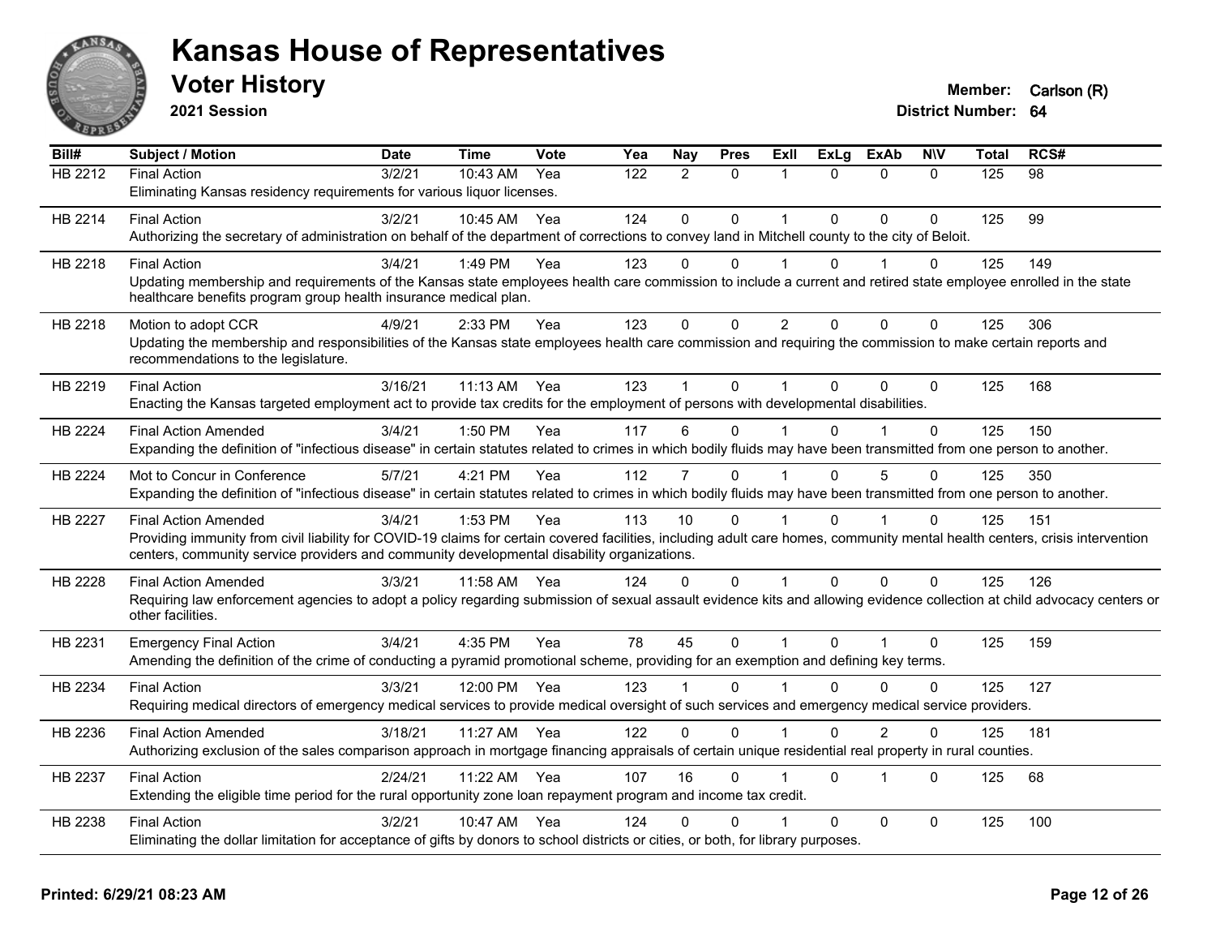# Kansas House of Representatives

## Voter History

**2021 Session**

**Member:** Carlson (R)
**District Number:** 64

| Bill# | Subject / Motion | Date | Time | Vote | Yea | Nay | Pres | ExII | ExLg | ExAb | N\V | Total | RCS# |
|---|---|---|---|---|---|---|---|---|---|---|---|---|---|
| HB 2212 | Final Action | 3/2/21 | 10:43 AM | Yea | 122 | 2 | 0 | 1 | 0 | 0 | 0 | 125 | 98 |
| | Eliminating Kansas residency requirements for various liquor licenses. | | | | | | | | | | | | |
| HB 2214 | Final Action | 3/2/21 | 10:45 AM | Yea | 124 | 0 | 0 | 1 | 0 | 0 | 0 | 125 | 99 |
| | Authorizing the secretary of administration on behalf of the department of corrections to convey land in Mitchell county to the city of Beloit. | | | | | | | | | | | | |
| HB 2218 | Final Action | 3/4/21 | 1:49 PM | Yea | 123 | 0 | 0 | 1 | 0 | 1 | 0 | 125 | 149 |
| | Updating membership and requirements of the Kansas state employees health care commission to include a current and retired state employee enrolled in the state healthcare benefits program group health insurance medical plan. | | | | | | | | | | | | |
| HB 2218 | Motion to adopt CCR | 4/9/21 | 2:33 PM | Yea | 123 | 0 | 0 | 2 | 0 | 0 | 0 | 125 | 306 |
| | Updating the membership and responsibilities of the Kansas state employees health care commission and requiring the commission to make certain reports and recommendations to the legislature. | | | | | | | | | | | | |
| HB 2219 | Final Action | 3/16/21 | 11:13 AM | Yea | 123 | 1 | 0 | 1 | 0 | 0 | 0 | 125 | 168 |
| | Enacting the Kansas targeted employment act to provide tax credits for the employment of persons with developmental disabilities. | | | | | | | | | | | | |
| HB 2224 | Final Action Amended | 3/4/21 | 1:50 PM | Yea | 117 | 6 | 0 | 1 | 0 | 1 | 0 | 125 | 150 |
| | Expanding the definition of "infectious disease" in certain statutes related to crimes in which bodily fluids may have been transmitted from one person to another. | | | | | | | | | | | | |
| HB 2224 | Mot to Concur in Conference | 5/7/21 | 4:21 PM | Yea | 112 | 7 | 0 | 1 | 0 | 5 | 0 | 125 | 350 |
| | Expanding the definition of "infectious disease" in certain statutes related to crimes in which bodily fluids may have been transmitted from one person to another. | | | | | | | | | | | | |
| HB 2227 | Final Action Amended | 3/4/21 | 1:53 PM | Yea | 113 | 10 | 0 | 1 | 0 | 1 | 0 | 125 | 151 |
| | Providing immunity from civil liability for COVID-19 claims for certain covered facilities, including adult care homes, community mental health centers, crisis intervention centers, community service providers and community developmental disability organizations. | | | | | | | | | | | | |
| HB 2228 | Final Action Amended | 3/3/21 | 11:58 AM | Yea | 124 | 0 | 0 | 1 | 0 | 0 | 0 | 125 | 126 |
| | Requiring law enforcement agencies to adopt a policy regarding submission of sexual assault evidence kits and allowing evidence collection at child advocacy centers or other facilities. | | | | | | | | | | | | |
| HB 2231 | Emergency Final Action | 3/4/21 | 4:35 PM | Yea | 78 | 45 | 0 | 1 | 0 | 1 | 0 | 125 | 159 |
| | Amending the definition of the crime of conducting a pyramid promotional scheme, providing for an exemption and defining key terms. | | | | | | | | | | | | |
| HB 2234 | Final Action | 3/3/21 | 12:00 PM | Yea | 123 | 1 | 0 | 1 | 0 | 0 | 0 | 125 | 127 |
| | Requiring medical directors of emergency medical services to provide medical oversight of such services and emergency medical service providers. | | | | | | | | | | | | |
| HB 2236 | Final Action Amended | 3/18/21 | 11:27 AM | Yea | 122 | 0 | 0 | 1 | 0 | 2 | 0 | 125 | 181 |
| | Authorizing exclusion of the sales comparison approach in mortgage financing appraisals of certain unique residential real property in rural counties. | | | | | | | | | | | | |
| HB 2237 | Final Action | 2/24/21 | 11:22 AM | Yea | 107 | 16 | 0 | 1 | 0 | 1 | 0 | 125 | 68 |
| | Extending the eligible time period for the rural opportunity zone loan repayment program and income tax credit. | | | | | | | | | | | | |
| HB 2238 | Final Action | 3/2/21 | 10:47 AM | Yea | 124 | 0 | 0 | 1 | 0 | 0 | 0 | 125 | 100 |
| | Eliminating the dollar limitation for acceptance of gifts by donors to school districts or cities, or both, for library purposes. | | | | | | | | | | | | |

**Printed: 6/29/21 08:23 AM**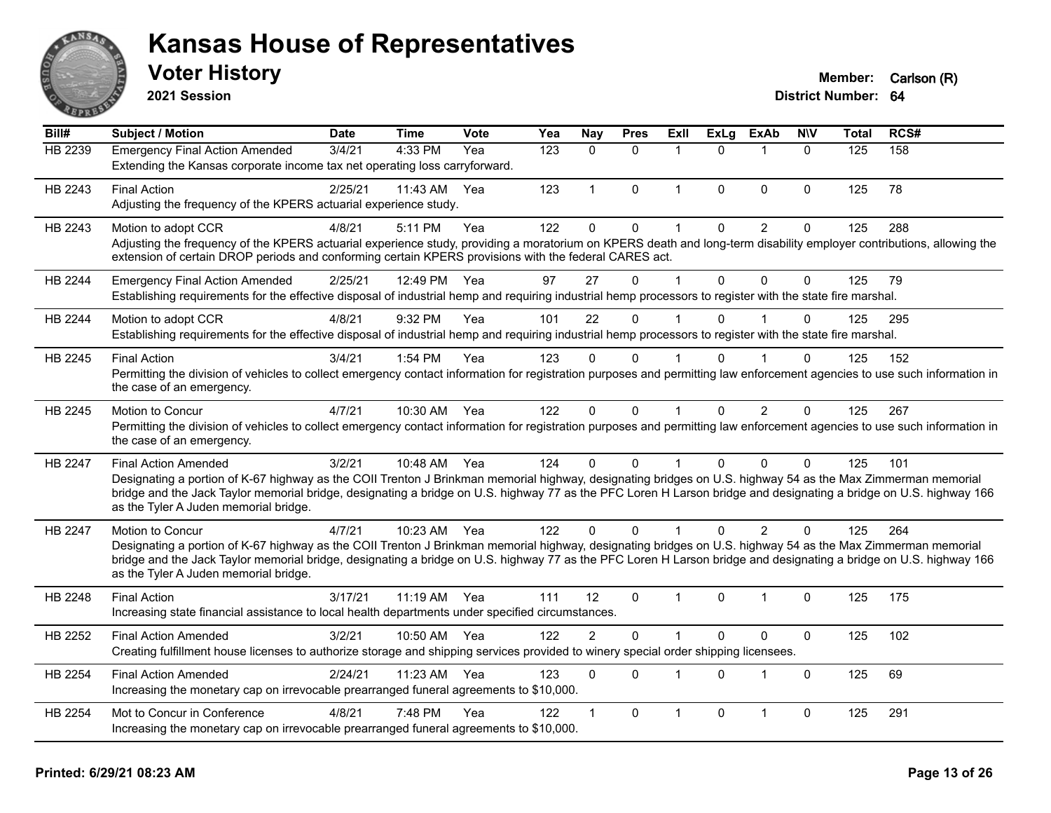# Kansas House of Representatives

## Voter History

**2021 Session**

**Member:** Carlson (R)
**District Number:** 64

| Bill# | Subject / Motion | Date | Time | Vote | Yea | Nay | Pres | ExII | ExLg | ExAb | N\V | Total | RCS# |
|---|---|---|---|---|---|---|---|---|---|---|---|---|---|
| HB 2239 | Emergency Final Action Amended | 3/4/21 | 4:33 PM | Yea | 123 | 0 | 0 | 1 | 0 | 1 | 0 | 125 | 158 |
| | Extending the Kansas corporate income tax net operating loss carryforward. | | | | | | | | | | | | |
| HB 2243 | Final Action | 2/25/21 | 11:43 AM | Yea | 123 | 1 | 0 | 1 | 0 | 0 | 0 | 125 | 78 |
| | Adjusting the frequency of the KPERS actuarial experience study. | | | | | | | | | | | | |
| HB 2243 | Motion to adopt CCR | 4/8/21 | 5:11 PM | Yea | 122 | 0 | 0 | 1 | 0 | 2 | 0 | 125 | 288 |
| | Adjusting the frequency of the KPERS actuarial experience study, providing a moratorium on KPERS death and long-term disability employer contributions, allowing the extension of certain DROP periods and conforming certain KPERS provisions with the federal CARES act. | | | | | | | | | | | | |
| HB 2244 | Emergency Final Action Amended | 2/25/21 | 12:49 PM | Yea | 97 | 27 | 0 | 1 | 0 | 0 | 0 | 125 | 79 |
| | Establishing requirements for the effective disposal of industrial hemp and requiring industrial hemp processors to register with the state fire marshal. | | | | | | | | | | | | |
| HB 2244 | Motion to adopt CCR | 4/8/21 | 9:32 PM | Yea | 101 | 22 | 0 | 1 | 0 | 1 | 0 | 125 | 295 |
| | Establishing requirements for the effective disposal of industrial hemp and requiring industrial hemp processors to register with the state fire marshal. | | | | | | | | | | | | |
| HB 2245 | Final Action | 3/4/21 | 1:54 PM | Yea | 123 | 0 | 0 | 1 | 0 | 1 | 0 | 125 | 152 |
| | Permitting the division of vehicles to collect emergency contact information for registration purposes and permitting law enforcement agencies to use such information in the case of an emergency. | | | | | | | | | | | | |
| HB 2245 | Motion to Concur | 4/7/21 | 10:30 AM | Yea | 122 | 0 | 0 | 1 | 0 | 2 | 0 | 125 | 267 |
| | Permitting the division of vehicles to collect emergency contact information for registration purposes and permitting law enforcement agencies to use such information in the case of an emergency. | | | | | | | | | | | | |
| HB 2247 | Final Action Amended | 3/2/21 | 10:48 AM | Yea | 124 | 0 | 0 | 1 | 0 | 0 | 0 | 125 | 101 |
| | Designating a portion of K-67 highway as the COII Trenton J Brinkman memorial highway, designating bridges on U.S. highway 54 as the Max Zimmerman memorial bridge and the Jack Taylor memorial bridge, designating a bridge on U.S. highway 77 as the PFC Loren H Larson bridge and designating a bridge on U.S. highway 166 as the Tyler A Juden memorial bridge. | | | | | | | | | | | | |
| HB 2247 | Motion to Concur | 4/7/21 | 10:23 AM | Yea | 122 | 0 | 0 | 1 | 0 | 2 | 0 | 125 | 264 |
| | Designating a portion of K-67 highway as the COII Trenton J Brinkman memorial highway, designating bridges on U.S. highway 54 as the Max Zimmerman memorial bridge and the Jack Taylor memorial bridge, designating a bridge on U.S. highway 77 as the PFC Loren H Larson bridge and designating a bridge on U.S. highway 166 as the Tyler A Juden memorial bridge. | | | | | | | | | | | | |
| HB 2248 | Final Action | 3/17/21 | 11:19 AM | Yea | 111 | 12 | 0 | 1 | 0 | 1 | 0 | 125 | 175 |
| | Increasing state financial assistance to local health departments under specified circumstances. | | | | | | | | | | | | |
| HB 2252 | Final Action Amended | 3/2/21 | 10:50 AM | Yea | 122 | 2 | 0 | 1 | 0 | 0 | 0 | 125 | 102 |
| | Creating fulfillment house licenses to authorize storage and shipping services provided to winery special order shipping licensees. | | | | | | | | | | | | |
| HB 2254 | Final Action Amended | 2/24/21 | 11:23 AM | Yea | 123 | 0 | 0 | 1 | 0 | 1 | 0 | 125 | 69 |
| | Increasing the monetary cap on irrevocable prearranged funeral agreements to $10,000. | | | | | | | | | | | | |
| HB 2254 | Mot to Concur in Conference | 4/8/21 | 7:48 PM | Yea | 122 | 1 | 0 | 1 | 0 | 1 | 0 | 125 | 291 |
| | Increasing the monetary cap on irrevocable prearranged funeral agreements to $10,000. | | | | | | | | | | | | |

**Printed: 6/29/21 08:23 AM**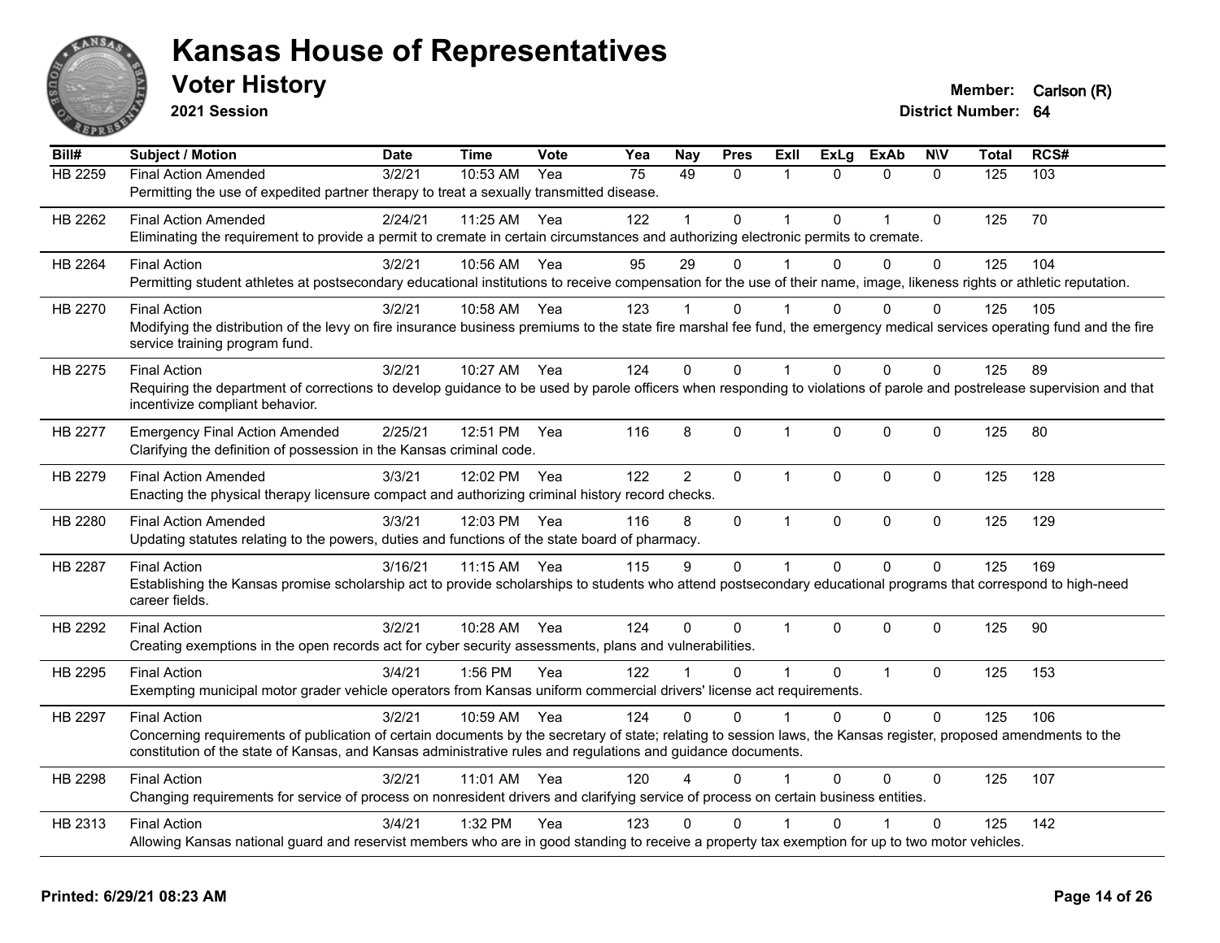# Kansas House of Representatives

## Voter History

**2021 Session**

**Member:** Carlson (R)
**District Number:** 64

| Bill# | Subject / Motion | Date | Time | Vote | Yea | Nay | Pres | ExII | ExLg | ExAb | N\V | Total | RCS# |
|---|---|---|---|---|---|---|---|---|---|---|---|---|---|
| HB 2259 | Final Action Amended | 3/2/21 | 10:53 AM | Yea | 75 | 49 | 0 | 1 | 0 | 0 | 0 | 125 | 103 |
| | Permitting the use of expedited partner therapy to treat a sexually transmitted disease. | | | | | | | | | | | | |
| HB 2262 | Final Action Amended | 2/24/21 | 11:25 AM | Yea | 122 | 1 | 0 | 1 | 0 | 1 | 0 | 125 | 70 |
| | Eliminating the requirement to provide a permit to cremate in certain circumstances and authorizing electronic permits to cremate. | | | | | | | | | | | | |
| HB 2264 | Final Action | 3/2/21 | 10:56 AM | Yea | 95 | 29 | 0 | 1 | 0 | 0 | 0 | 125 | 104 |
| | Permitting student athletes at postsecondary educational institutions to receive compensation for the use of their name, image, likeness rights or athletic reputation. | | | | | | | | | | | | |
| HB 2270 | Final Action | 3/2/21 | 10:58 AM | Yea | 123 | 1 | 0 | 1 | 0 | 0 | 0 | 125 | 105 |
| | Modifying the distribution of the levy on fire insurance business premiums to the state fire marshal fee fund, the emergency medical services operating fund and the fire service training program fund. | | | | | | | | | | | | |
| HB 2275 | Final Action | 3/2/21 | 10:27 AM | Yea | 124 | 0 | 0 | 1 | 0 | 0 | 0 | 125 | 89 |
| | Requiring the department of corrections to develop guidance to be used by parole officers when responding to violations of parole and postrelease supervision and that incentivize compliant behavior. | | | | | | | | | | | | |
| HB 2277 | Emergency Final Action Amended | 2/25/21 | 12:51 PM | Yea | 116 | 8 | 0 | 1 | 0 | 0 | 0 | 125 | 80 |
| | Clarifying the definition of possession in the Kansas criminal code. | | | | | | | | | | | | |
| HB 2279 | Final Action Amended | 3/3/21 | 12:02 PM | Yea | 122 | 2 | 0 | 1 | 0 | 0 | 0 | 125 | 128 |
| | Enacting the physical therapy licensure compact and authorizing criminal history record checks. | | | | | | | | | | | | |
| HB 2280 | Final Action Amended | 3/3/21 | 12:03 PM | Yea | 116 | 8 | 0 | 1 | 0 | 0 | 0 | 125 | 129 |
| | Updating statutes relating to the powers, duties and functions of the state board of pharmacy. | | | | | | | | | | | | |
| HB 2287 | Final Action | 3/16/21 | 11:15 AM | Yea | 115 | 9 | 0 | 1 | 0 | 0 | 0 | 125 | 169 |
| | Establishing the Kansas promise scholarship act to provide scholarships to students who attend postsecondary educational programs that correspond to high-need career fields. | | | | | | | | | | | | |
| HB 2292 | Final Action | 3/2/21 | 10:28 AM | Yea | 124 | 0 | 0 | 1 | 0 | 0 | 0 | 125 | 90 |
| | Creating exemptions in the open records act for cyber security assessments, plans and vulnerabilities. | | | | | | | | | | | | |
| HB 2295 | Final Action | 3/4/21 | 1:56 PM | Yea | 122 | 1 | 0 | 1 | 0 | 1 | 0 | 125 | 153 |
| | Exempting municipal motor grader vehicle operators from Kansas uniform commercial drivers' license act requirements. | | | | | | | | | | | | |
| HB 2297 | Final Action | 3/2/21 | 10:59 AM | Yea | 124 | 0 | 0 | 1 | 0 | 0 | 0 | 125 | 106 |
| | Concerning requirements of publication of certain documents by the secretary of state; relating to session laws, the Kansas register, proposed amendments to the constitution of the state of Kansas, and Kansas administrative rules and regulations and guidance documents. | | | | | | | | | | | | |
| HB 2298 | Final Action | 3/2/21 | 11:01 AM | Yea | 120 | 4 | 0 | 1 | 0 | 0 | 0 | 125 | 107 |
| | Changing requirements for service of process on nonresident drivers and clarifying service of process on certain business entities. | | | | | | | | | | | | |
| HB 2313 | Final Action | 3/4/21 | 1:32 PM | Yea | 123 | 0 | 0 | 1 | 0 | 1 | 0 | 125 | 142 |
| | Allowing Kansas national guard and reservist members who are in good standing to receive a property tax exemption for up to two motor vehicles. | | | | | | | | | | | | |

**Printed: 6/29/21 08:23 AM**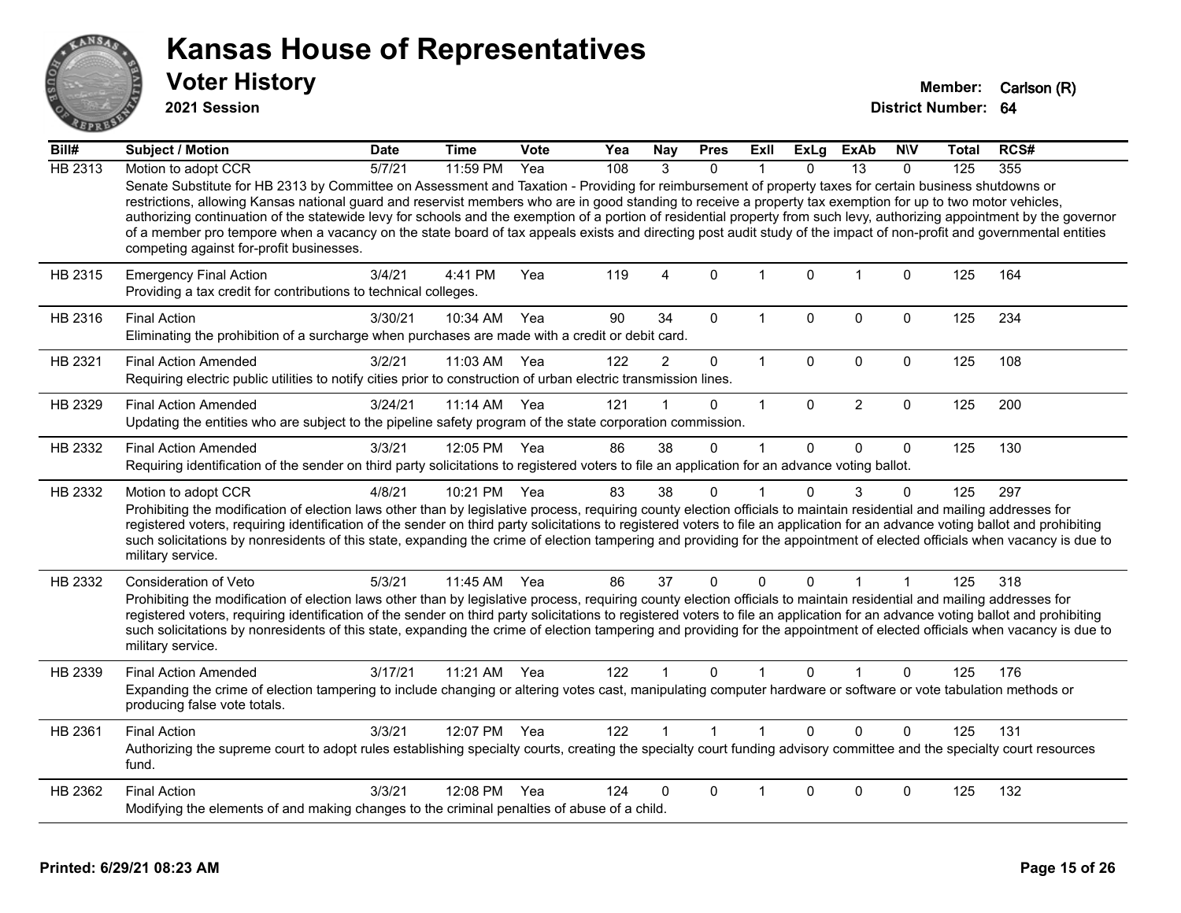# Kansas House of Representatives

## Voter History

**2021 Session**

**Member:** Carlson (R)
**District Number:** 64

| Bill# | Subject / Motion | Date | Time | Vote | Yea | Nay | Pres | ExII | ExLg | ExAb | N\V | Total | RCS# |
|---|---|---|---|---|---|---|---|---|---|---|---|---|---|
| HB 2313 | Motion to adopt CCR | 5/7/21 | 11:59 PM | Yea | 108 | 3 | 0 | 1 | 0 | 13 | 0 | 125 | 355 |
| | Senate Substitute for HB 2313 by Committee on Assessment and Taxation - Providing for reimbursement of property taxes for certain business shutdowns or restrictions, allowing Kansas national guard and reservist members who are in good standing to receive a property tax exemption for up to two motor vehicles, authorizing continuation of the statewide levy for schools and the exemption of a portion of residential property from such levy, authorizing appointment by the governor of a member pro tempore when a vacancy on the state board of tax appeals exists and directing post audit study of the impact of non-profit and governmental entities competing against for-profit businesses. | | | | | | | | | | | | |
| HB 2315 | Emergency Final Action | 3/4/21 | 4:41 PM | Yea | 119 | 4 | 0 | 1 | 0 | 1 | 0 | 125 | 164 |
| | Providing a tax credit for contributions to technical colleges. | | | | | | | | | | | | |
| HB 2316 | Final Action | 3/30/21 | 10:34 AM | Yea | 90 | 34 | 0 | 1 | 0 | 0 | 0 | 125 | 234 |
| | Eliminating the prohibition of a surcharge when purchases are made with a credit or debit card. | | | | | | | | | | | | |
| HB 2321 | Final Action Amended | 3/2/21 | 11:03 AM | Yea | 122 | 2 | 0 | 1 | 0 | 0 | 0 | 125 | 108 |
| | Requiring electric public utilities to notify cities prior to construction of urban electric transmission lines. | | | | | | | | | | | | |
| HB 2329 | Final Action Amended | 3/24/21 | 11:14 AM | Yea | 121 | 1 | 0 | 1 | 0 | 2 | 0 | 125 | 200 |
| | Updating the entities who are subject to the pipeline safety program of the state corporation commission. | | | | | | | | | | | | |
| HB 2332 | Final Action Amended | 3/3/21 | 12:05 PM | Yea | 86 | 38 | 0 | 1 | 0 | 0 | 0 | 125 | 130 |
| | Requiring identification of the sender on third party solicitations to registered voters to file an application for an advance voting ballot. | | | | | | | | | | | | |
| HB 2332 | Motion to adopt CCR | 4/8/21 | 10:21 PM | Yea | 83 | 38 | 0 | 1 | 0 | 3 | 0 | 125 | 297 |
| | Prohibiting the modification of election laws other than by legislative process, requiring county election officials to maintain residential and mailing addresses for registered voters, requiring identification of the sender on third party solicitations to registered voters to file an application for an advance voting ballot and prohibiting such solicitations by nonresidents of this state, expanding the crime of election tampering and providing for the appointment of elected officials when vacancy is due to military service. | | | | | | | | | | | | |
| HB 2332 | Consideration of Veto | 5/3/21 | 11:45 AM | Yea | 86 | 37 | 0 | 0 | 0 | 1 | 1 | 125 | 318 |
| | Prohibiting the modification of election laws other than by legislative process, requiring county election officials to maintain residential and mailing addresses for registered voters, requiring identification of the sender on third party solicitations to registered voters to file an application for an advance voting ballot and prohibiting such solicitations by nonresidents of this state, expanding the crime of election tampering and providing for the appointment of elected officials when vacancy is due to military service. | | | | | | | | | | | | |
| HB 2339 | Final Action Amended | 3/17/21 | 11:21 AM | Yea | 122 | 1 | 0 | 1 | 0 | 1 | 0 | 125 | 176 |
| | Expanding the crime of election tampering to include changing or altering votes cast, manipulating computer hardware or software or vote tabulation methods or producing false vote totals. | | | | | | | | | | | | |
| HB 2361 | Final Action | 3/3/21 | 12:07 PM | Yea | 122 | 1 | 1 | 1 | 0 | 0 | 0 | 125 | 131 |
| | Authorizing the supreme court to adopt rules establishing specialty courts, creating the specialty court funding advisory committee and the specialty court resources fund. | | | | | | | | | | | | |
| HB 2362 | Final Action | 3/3/21 | 12:08 PM | Yea | 124 | 0 | 0 | 1 | 0 | 0 | 0 | 125 | 132 |
| | Modifying the elements of and making changes to the criminal penalties of abuse of a child. | | | | | | | | | | | | |

**Printed: 6/29/21 08:23 AM**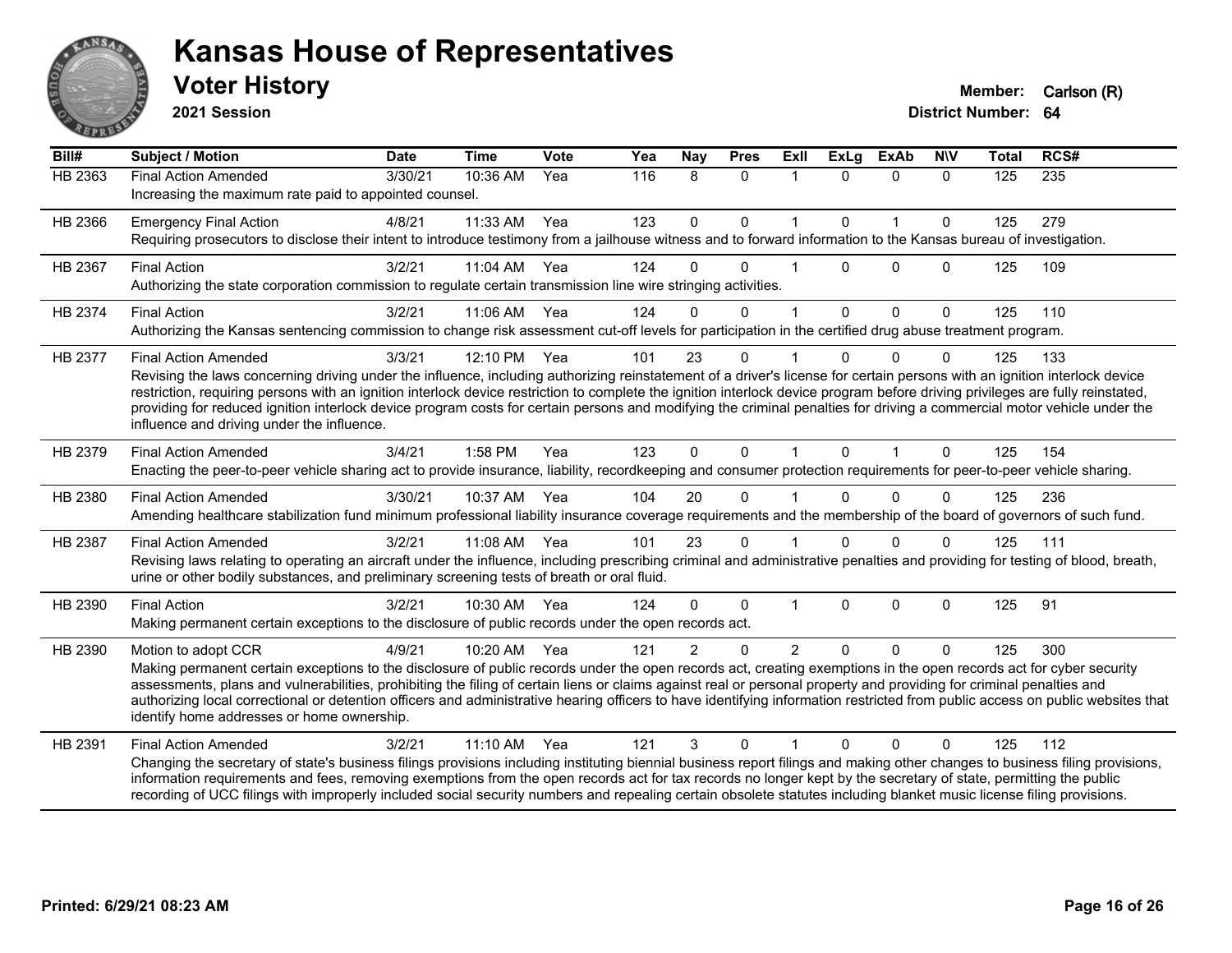# Kansas House of Representatives

## Voter History

**2021 Session**

**Member:** Carlson (R)
**District Number:** 64

| Bill# | Subject / Motion | Date | Time | Vote | Yea | Nay | Pres | ExII | ExLg | ExAb | N\V | Total | RCS# |
|---|---|---|---|---|---|---|---|---|---|---|---|---|---|
| HB 2363 | Final Action Amended | 3/30/21 | 10:36 AM | Yea | 116 | 8 | 0 | 1 | 0 | 0 | 0 | 125 | 235 |
| | Increasing the maximum rate paid to appointed counsel. | | | | | | | | | | | | |
| HB 2366 | Emergency Final Action | 4/8/21 | 11:33 AM | Yea | 123 | 0 | 0 | 1 | 0 | 1 | 0 | 125 | 279 |
| | Requiring prosecutors to disclose their intent to introduce testimony from a jailhouse witness and to forward information to the Kansas bureau of investigation. | | | | | | | | | | | | |
| HB 2367 | Final Action | 3/2/21 | 11:04 AM | Yea | 124 | 0 | 0 | 1 | 0 | 0 | 0 | 125 | 109 |
| | Authorizing the state corporation commission to regulate certain transmission line wire stringing activities. | | | | | | | | | | | | |
| HB 2374 | Final Action | 3/2/21 | 11:06 AM | Yea | 124 | 0 | 0 | 1 | 0 | 0 | 0 | 125 | 110 |
| | Authorizing the Kansas sentencing commission to change risk assessment cut-off levels for participation in the certified drug abuse treatment program. | | | | | | | | | | | | |
| HB 2377 | Final Action Amended | 3/3/21 | 12:10 PM | Yea | 101 | 23 | 0 | 1 | 0 | 0 | 0 | 125 | 133 |
| | Revising the laws concerning driving under the influence, including authorizing reinstatement of a driver's license for certain persons with an ignition interlock device restriction, requiring persons with an ignition interlock device restriction to complete the ignition interlock device program before driving privileges are fully reinstated, providing for reduced ignition interlock device program costs for certain persons and modifying the criminal penalties for driving a commercial motor vehicle under the influence and driving under the influence. | | | | | | | | | | | | |
| HB 2379 | Final Action Amended | 3/4/21 | 1:58 PM | Yea | 123 | 0 | 0 | 1 | 0 | 1 | 0 | 125 | 154 |
| | Enacting the peer-to-peer vehicle sharing act to provide insurance, liability, recordkeeping and consumer protection requirements for peer-to-peer vehicle sharing. | | | | | | | | | | | | |
| HB 2380 | Final Action Amended | 3/30/21 | 10:37 AM | Yea | 104 | 20 | 0 | 1 | 0 | 0 | 0 | 125 | 236 |
| | Amending healthcare stabilization fund minimum professional liability insurance coverage requirements and the membership of the board of governors of such fund. | | | | | | | | | | | | |
| HB 2387 | Final Action Amended | 3/2/21 | 11:08 AM | Yea | 101 | 23 | 0 | 1 | 0 | 0 | 0 | 125 | 111 |
| | Revising laws relating to operating an aircraft under the influence, including prescribing criminal and administrative penalties and providing for testing of blood, breath, urine or other bodily substances, and preliminary screening tests of breath or oral fluid. | | | | | | | | | | | | |
| HB 2390 | Final Action | 3/2/21 | 10:30 AM | Yea | 124 | 0 | 0 | 1 | 0 | 0 | 0 | 125 | 91 |
| | Making permanent certain exceptions to the disclosure of public records under the open records act. | | | | | | | | | | | | |
| HB 2390 | Motion to adopt CCR | 4/9/21 | 10:20 AM | Yea | 121 | 2 | 0 | 2 | 0 | 0 | 0 | 125 | 300 |
| | Making permanent certain exceptions to the disclosure of public records under the open records act, creating exemptions in the open records act for cyber security assessments, plans and vulnerabilities, prohibiting the filing of certain liens or claims against real or personal property and providing for criminal penalties and authorizing local correctional or detention officers and administrative hearing officers to have identifying information restricted from public access on public websites that identify home addresses or home ownership. | | | | | | | | | | | | |
| HB 2391 | Final Action Amended | 3/2/21 | 11:10 AM | Yea | 121 | 3 | 0 | 1 | 0 | 0 | 0 | 125 | 112 |
| | Changing the secretary of state's business filings provisions including instituting biennial business report filings and making other changes to business filing provisions, information requirements and fees, removing exemptions from the open records act for tax records no longer kept by the secretary of state, permitting the public recording of UCC filings with improperly included social security numbers and repealing certain obsolete statutes including blanket music license filing provisions. | | | | | | | | | | | | |

Printed: 6/29/21 08:23 AM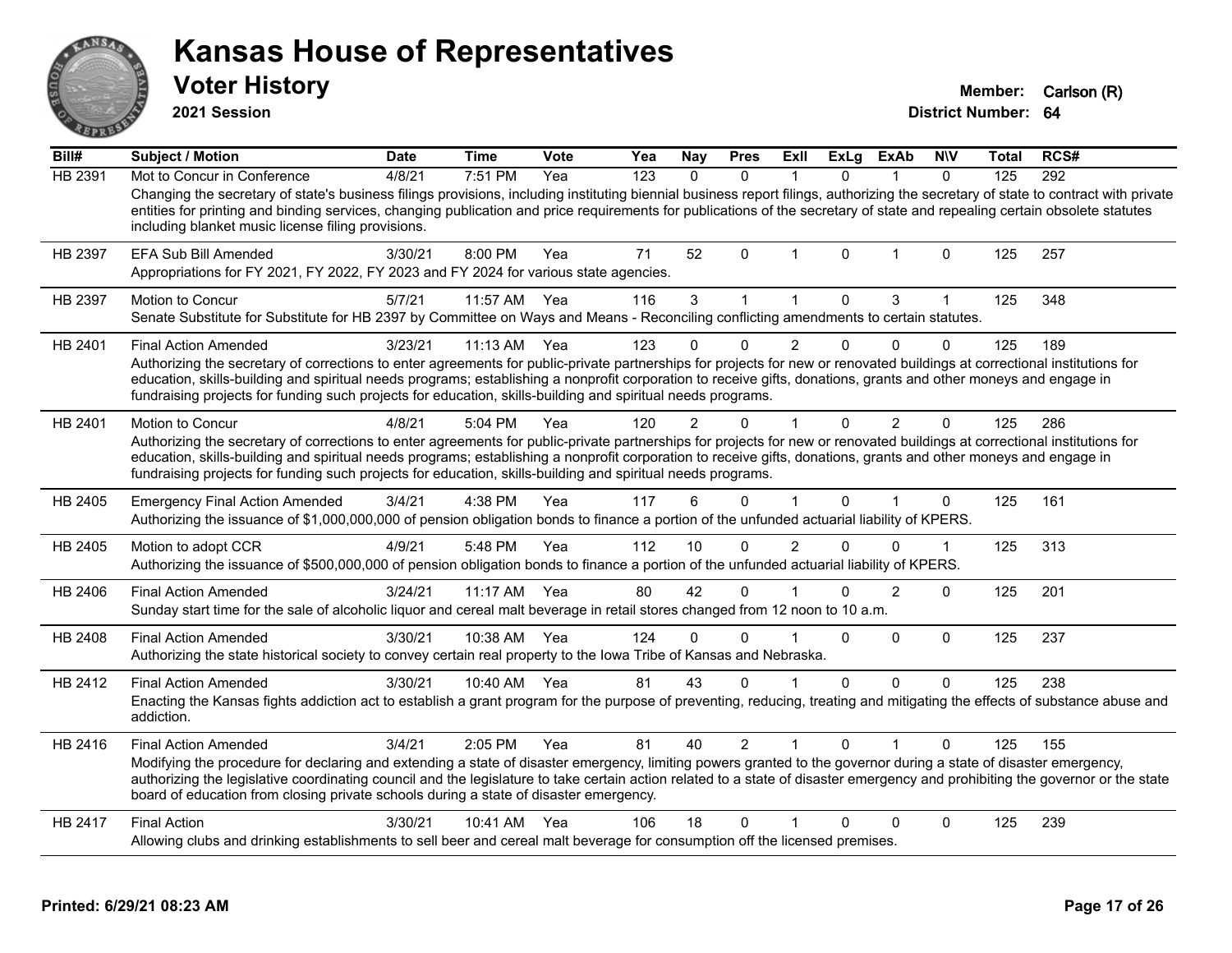# Kansas House of Representatives

## Voter History

**2021 Session**

**Member:** Carlson (R)
**District Number:** 64

| Bill# | Subject / Motion | Date | Time | Vote | Yea | Nay | Pres | ExII | ExLg | ExAb | N\V | Total | RCS# |
|---|---|---|---|---|---|---|---|---|---|---|---|---|---|
| HB 2391 | Mot to Concur in Conference | 4/8/21 | 7:51 PM | Yea | 123 | 0 | 0 | 1 | 0 | 1 | 0 | 125 | 292 |
| | Changing the secretary of state's business filings provisions, including instituting biennial business report filings, authorizing the secretary of state to contract with private entities for printing and binding services, changing publication and price requirements for publications of the secretary of state and repealing certain obsolete statutes including blanket music license filing provisions. | | | | | | | | | | | | |
| HB 2397 | EFA Sub Bill Amended | 3/30/21 | 8:00 PM | Yea | 71 | 52 | 0 | 1 | 0 | 1 | 0 | 125 | 257 |
| | Appropriations for FY 2021, FY 2022, FY 2023 and FY 2024 for various state agencies. | | | | | | | | | | | | |
| HB 2397 | Motion to Concur | 5/7/21 | 11:57 AM | Yea | 116 | 3 | 1 | 1 | 0 | 3 | 1 | 125 | 348 |
| | Senate Substitute for Substitute for HB 2397 by Committee on Ways and Means - Reconciling conflicting amendments to certain statutes. | | | | | | | | | | | | |
| HB 2401 | Final Action Amended | 3/23/21 | 11:13 AM | Yea | 123 | 0 | 0 | 2 | 0 | 0 | 0 | 125 | 189 |
| | Authorizing the secretary of corrections to enter agreements for public-private partnerships for projects for new or renovated buildings at correctional institutions for education, skills-building and spiritual needs programs; establishing a nonprofit corporation to receive gifts, donations, grants and other moneys and engage in fundraising projects for funding such projects for education, skills-building and spiritual needs programs. | | | | | | | | | | | | |
| HB 2401 | Motion to Concur | 4/8/21 | 5:04 PM | Yea | 120 | 2 | 0 | 1 | 0 | 2 | 0 | 125 | 286 |
| | Authorizing the secretary of corrections to enter agreements for public-private partnerships for projects for new or renovated buildings at correctional institutions for education, skills-building and spiritual needs programs; establishing a nonprofit corporation to receive gifts, donations, grants and other moneys and engage in fundraising projects for funding such projects for education, skills-building and spiritual needs programs. | | | | | | | | | | | | |
| HB 2405 | Emergency Final Action Amended | 3/4/21 | 4:38 PM | Yea | 117 | 6 | 0 | 1 | 0 | 1 | 0 | 125 | 161 |
| | Authorizing the issuance of $1,000,000,000 of pension obligation bonds to finance a portion of the unfunded actuarial liability of KPERS. | | | | | | | | | | | | |
| HB 2405 | Motion to adopt CCR | 4/9/21 | 5:48 PM | Yea | 112 | 10 | 0 | 2 | 0 | 0 | 1 | 125 | 313 |
| | Authorizing the issuance of $500,000,000 of pension obligation bonds to finance a portion of the unfunded actuarial liability of KPERS. | | | | | | | | | | | | |
| HB 2406 | Final Action Amended | 3/24/21 | 11:17 AM | Yea | 80 | 42 | 0 | 1 | 0 | 2 | 0 | 125 | 201 |
| | Sunday start time for the sale of alcoholic liquor and cereal malt beverage in retail stores changed from 12 noon to 10 a.m. | | | | | | | | | | | | |
| HB 2408 | Final Action Amended | 3/30/21 | 10:38 AM | Yea | 124 | 0 | 0 | 1 | 0 | 0 | 0 | 125 | 237 |
| | Authorizing the state historical society to convey certain real property to the Iowa Tribe of Kansas and Nebraska. | | | | | | | | | | | | |
| HB 2412 | Final Action Amended | 3/30/21 | 10:40 AM | Yea | 81 | 43 | 0 | 1 | 0 | 0 | 0 | 125 | 238 |
| | Enacting the Kansas fights addiction act to establish a grant program for the purpose of preventing, reducing, treating and mitigating the effects of substance abuse and addiction. | | | | | | | | | | | | |
| HB 2416 | Final Action Amended | 3/4/21 | 2:05 PM | Yea | 81 | 40 | 2 | 1 | 0 | 1 | 0 | 125 | 155 |
| | Modifying the procedure for declaring and extending a state of disaster emergency, limiting powers granted to the governor during a state of disaster emergency, authorizing the legislative coordinating council and the legislature to take certain action related to a state of disaster emergency and prohibiting the governor or the state board of education from closing private schools during a state of disaster emergency. | | | | | | | | | | | | |
| HB 2417 | Final Action | 3/30/21 | 10:41 AM | Yea | 106 | 18 | 0 | 1 | 0 | 0 | 0 | 125 | 239 |
| | Allowing clubs and drinking establishments to sell beer and cereal malt beverage for consumption off the licensed premises. | | | | | | | | | | | | |

**Printed: 6/29/21 08:23 AM**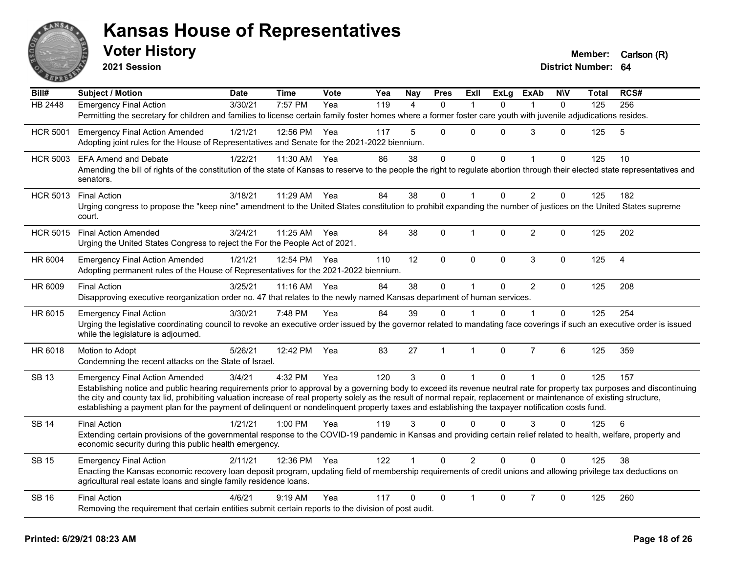# Kansas House of Representatives

## Voter History

**2021 Session**

**Member:** Carlson (R)
**District Number:** 64

| Bill# | Subject / Motion | Date | Time | Vote | Yea | Nay | Pres | ExII | ExLg | ExAb | N\V | Total | RCS# |
|---|---|---|---|---|---|---|---|---|---|---|---|---|---|
| HB 2448 | Emergency Final Action | 3/30/21 | 7:57 PM | Yea | 119 | 4 | 0 | 1 | 0 | 1 | 0 | 125 | 256 |
| | Permitting the secretary for children and families to license certain family foster homes where a former foster care youth with juvenile adjudications resides. | | | | | | | | | | | | |
| HCR 5001 | Emergency Final Action Amended | 1/21/21 | 12:56 PM | Yea | 117 | 5 | 0 | 0 | 0 | 3 | 0 | 125 | 5 |
| | Adopting joint rules for the House of Representatives and Senate for the 2021-2022 biennium. | | | | | | | | | | | | |
| HCR 5003 | EFA Amend and Debate | 1/22/21 | 11:30 AM | Yea | 86 | 38 | 0 | 0 | 0 | 1 | 0 | 125 | 10 |
| | Amending the bill of rights of the constitution of the state of Kansas to reserve to the people the right to regulate abortion through their elected state representatives and senators. | | | | | | | | | | | | |
| HCR 5013 | Final Action | 3/18/21 | 11:29 AM | Yea | 84 | 38 | 0 | 1 | 0 | 2 | 0 | 125 | 182 |
| | Urging congress to propose the "keep nine" amendment to the United States constitution to prohibit expanding the number of justices on the United States supreme court. | | | | | | | | | | | | |
| HCR 5015 | Final Action Amended | 3/24/21 | 11:25 AM | Yea | 84 | 38 | 0 | 1 | 0 | 2 | 0 | 125 | 202 |
| | Urging the United States Congress to reject the For the People Act of 2021. | | | | | | | | | | | | |
| HR 6004 | Emergency Final Action Amended | 1/21/21 | 12:54 PM | Yea | 110 | 12 | 0 | 0 | 0 | 3 | 0 | 125 | 4 |
| | Adopting permanent rules of the House of Representatives for the 2021-2022 biennium. | | | | | | | | | | | | |
| HR 6009 | Final Action | 3/25/21 | 11:16 AM | Yea | 84 | 38 | 0 | 1 | 0 | 2 | 0 | 125 | 208 |
| | Disapproving executive reorganization order no. 47 that relates to the newly named Kansas department of human services. | | | | | | | | | | | | |
| HR 6015 | Emergency Final Action | 3/30/21 | 7:48 PM | Yea | 84 | 39 | 0 | 1 | 0 | 1 | 0 | 125 | 254 |
| | Urging the legislative coordinating council to revoke an executive order issued by the governor related to mandating face coverings if such an executive order is issued while the legislature is adjourned. | | | | | | | | | | | | |
| HR 6018 | Motion to Adopt | 5/26/21 | 12:42 PM | Yea | 83 | 27 | 1 | 1 | 0 | 7 | 6 | 125 | 359 |
| | Condemning the recent attacks on the State of Israel. | | | | | | | | | | | | |
| SB 13 | Emergency Final Action Amended | 3/4/21 | 4:32 PM | Yea | 120 | 3 | 0 | 1 | 0 | 1 | 0 | 125 | 157 |
| | Establishing notice and public hearing requirements prior to approval by a governing body to exceed its revenue neutral rate for property tax purposes and discontinuing the city and county tax lid, prohibiting valuation increase of real property solely as the result of normal repair, replacement or maintenance of existing structure, establishing a payment plan for the payment of delinquent or nondelinquent property taxes and establishing the taxpayer notification costs fund. | | | | | | | | | | | | |
| SB 14 | Final Action | 1/21/21 | 1:00 PM | Yea | 119 | 3 | 0 | 0 | 0 | 3 | 0 | 125 | 6 |
| | Extending certain provisions of the governmental response to the COVID-19 pandemic in Kansas and providing certain relief related to health, welfare, property and economic security during this public health emergency. | | | | | | | | | | | | |
| SB 15 | Emergency Final Action | 2/11/21 | 12:36 PM | Yea | 122 | 1 | 0 | 2 | 0 | 0 | 0 | 125 | 38 |
| | Enacting the Kansas economic recovery loan deposit program, updating field of membership requirements of credit unions and allowing privilege tax deductions on agricultural real estate loans and single family residence loans. | | | | | | | | | | | | |
| SB 16 | Final Action | 4/6/21 | 9:19 AM | Yea | 117 | 0 | 0 | 1 | 0 | 7 | 0 | 125 | 260 |
| | Removing the requirement that certain entities submit certain reports to the division of post audit. | | | | | | | | | | | | |

**Printed: 6/29/21 08:23 AM**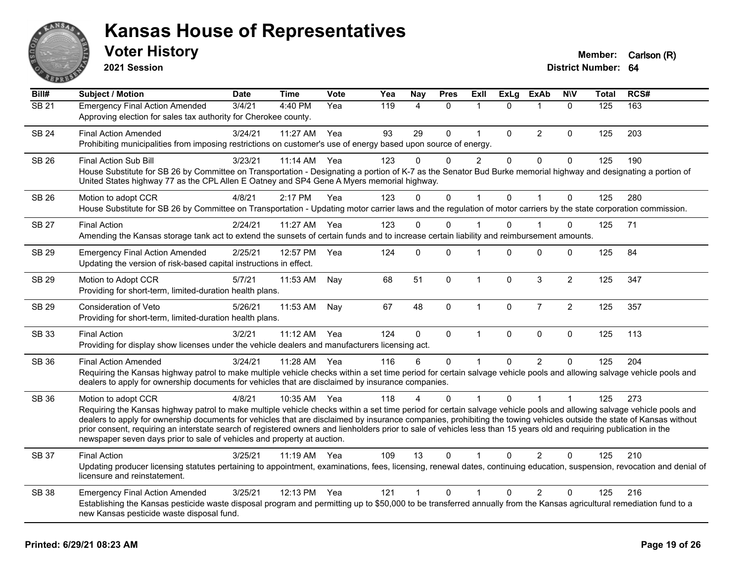# Kansas House of Representatives

## Voter History

**2021 Session**

**Member:** Carlson (R)
**District Number:** 64

| Bill# | Subject / Motion | Date | Time | Vote | Yea | Nay | Pres | ExII | ExLg | ExAb | N\V | Total | RCS# |
|---|---|---|---|---|---|---|---|---|---|---|---|---|---|
| SB 21 | Emergency Final Action Amended | 3/4/21 | 4:40 PM | Yea | 119 | 4 | 0 | 1 | 0 | 1 | 0 | 125 | 163 |
| | Approving election for sales tax authority for Cherokee county. | | | | | | | | | | | | |
| SB 24 | Final Action Amended | 3/24/21 | 11:27 AM | Yea | 93 | 29 | 0 | 1 | 0 | 2 | 0 | 125 | 203 |
| | Prohibiting municipalities from imposing restrictions on customer's use of energy based upon source of energy. | | | | | | | | | | | | |
| SB 26 | Final Action Sub Bill | 3/23/21 | 11:14 AM | Yea | 123 | 0 | 0 | 2 | 0 | 0 | 0 | 125 | 190 |
| | House Substitute for SB 26 by Committee on Transportation - Designating a portion of K-7 as the Senator Bud Burke memorial highway and designating a portion of United States highway 77 as the CPL Allen E Oatney and SP4 Gene A Myers memorial highway. | | | | | | | | | | | | |
| SB 26 | Motion to adopt CCR | 4/8/21 | 2:17 PM | Yea | 123 | 0 | 0 | 1 | 0 | 1 | 0 | 125 | 280 |
| | House Substitute for SB 26 by Committee on Transportation - Updating motor carrier laws and the regulation of motor carriers by the state corporation commission. | | | | | | | | | | | | |
| SB 27 | Final Action | 2/24/21 | 11:27 AM | Yea | 123 | 0 | 0 | 1 | 0 | 1 | 0 | 125 | 71 |
| | Amending the Kansas storage tank act to extend the sunsets of certain funds and to increase certain liability and reimbursement amounts. | | | | | | | | | | | | |
| SB 29 | Emergency Final Action Amended | 2/25/21 | 12:57 PM | Yea | 124 | 0 | 0 | 1 | 0 | 0 | 0 | 125 | 84 |
| | Updating the version of risk-based capital instructions in effect. | | | | | | | | | | | | |
| SB 29 | Motion to Adopt CCR | 5/7/21 | 11:53 AM | Nay | 68 | 51 | 0 | 1 | 0 | 3 | 2 | 125 | 347 |
| | Providing for short-term, limited-duration health plans. | | | | | | | | | | | | |
| SB 29 | Consideration of Veto | 5/26/21 | 11:53 AM | Nay | 67 | 48 | 0 | 1 | 0 | 7 | 2 | 125 | 357 |
| | Providing for short-term, limited-duration health plans. | | | | | | | | | | | | |
| SB 33 | Final Action | 3/2/21 | 11:12 AM | Yea | 124 | 0 | 0 | 1 | 0 | 0 | 0 | 125 | 113 |
| | Providing for display show licenses under the vehicle dealers and manufacturers licensing act. | | | | | | | | | | | | |
| SB 36 | Final Action Amended | 3/24/21 | 11:28 AM | Yea | 116 | 6 | 0 | 1 | 0 | 2 | 0 | 125 | 204 |
| | Requiring the Kansas highway patrol to make multiple vehicle checks within a set time period for certain salvage vehicle pools and allowing salvage vehicle pools and dealers to apply for ownership documents for vehicles that are disclaimed by insurance companies. | | | | | | | | | | | | |
| SB 36 | Motion to adopt CCR | 4/8/21 | 10:35 AM | Yea | 118 | 4 | 0 | 1 | 0 | 1 | 1 | 125 | 273 |
| | Requiring the Kansas highway patrol to make multiple vehicle checks within a set time period for certain salvage vehicle pools and allowing salvage vehicle pools and dealers to apply for ownership documents for vehicles that are disclaimed by insurance companies, prohibiting the towing vehicles outside the state of Kansas without prior consent, requiring an interstate search of registered owners and lienholders prior to sale of vehicles less than 15 years old and requiring publication in the newspaper seven days prior to sale of vehicles and property at auction. | | | | | | | | | | | | |
| SB 37 | Final Action | 3/25/21 | 11:19 AM | Yea | 109 | 13 | 0 | 1 | 0 | 2 | 0 | 125 | 210 |
| | Updating producer licensing statutes pertaining to appointment, examinations, fees, licensing, renewal dates, continuing education, suspension, revocation and denial of licensure and reinstatement. | | | | | | | | | | | | |
| SB 38 | Emergency Final Action Amended | 3/25/21 | 12:13 PM | Yea | 121 | 1 | 0 | 1 | 0 | 2 | 0 | 125 | 216 |
| | Establishing the Kansas pesticide waste disposal program and permitting up to $50,000 to be transferred annually from the Kansas agricultural remediation fund to a new Kansas pesticide waste disposal fund. | | | | | | | | | | | | |

**Printed: 6/29/21 08:23 AM**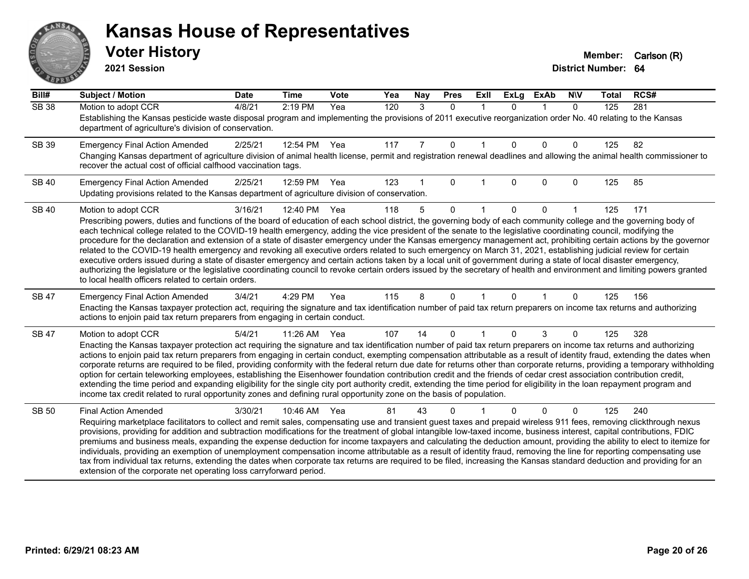# Kansas House of Representatives

## Voter History

**2021 Session**

**Member:** Carlson (R)
**District Number:** 64

| Bill# | Subject / Motion | Date | Time | Vote | Yea | Nay | Pres | ExlI | ExLg | ExAb | N\V | Total | RCS# |
|---|---|---|---|---|---|---|---|---|---|---|---|---|---|
| SB 38 | Motion to adopt CCR | 4/8/21 | 2:19 PM | Yea | 120 | 3 | 0 | 1 | 0 | 1 | 0 | 125 | 281 |
| | Establishing the Kansas pesticide waste disposal program and implementing the provisions of 2011 executive reorganization order No. 40 relating to the Kansas department of agriculture's division of conservation. | | | | | | | | | | | | |
| SB 39 | Emergency Final Action Amended | 2/25/21 | 12:54 PM | Yea | 117 | 7 | 0 | 1 | 0 | 0 | 0 | 125 | 82 |
| | Changing Kansas department of agriculture division of animal health license, permit and registration renewal deadlines and allowing the animal health commissioner to recover the actual cost of official calfhood vaccination tags. | | | | | | | | | | | | |
| SB 40 | Emergency Final Action Amended | 2/25/21 | 12:59 PM | Yea | 123 | 1 | 0 | 1 | 0 | 0 | 0 | 125 | 85 |
| | Updating provisions related to the Kansas department of agriculture division of conservation. | | | | | | | | | | | | |
| SB 40 | Motion to adopt CCR | 3/16/21 | 12:40 PM | Yea | 118 | 5 | 0 | 1 | 0 | 0 | 1 | 125 | 171 |
| | Prescribing powers, duties and functions of the board of education of each school district, the governing body of each community college and the governing body of each technical college related to the COVID-19 health emergency, adding the vice president of the senate to the legislative coordinating council, modifying the procedure for the declaration and extension of a state of disaster emergency under the Kansas emergency management act, prohibiting certain actions by the governor related to the COVID-19 health emergency and revoking all executive orders related to such emergency on March 31, 2021, establishing judicial review for certain executive orders issued during a state of disaster emergency and certain actions taken by a local unit of government during a state of local disaster emergency, authorizing the legislature or the legislative coordinating council to revoke certain orders issued by the secretary of health and environment and limiting powers granted to local health officers related to certain orders. | | | | | | | | | | | | |
| SB 47 | Emergency Final Action Amended | 3/4/21 | 4:29 PM | Yea | 115 | 8 | 0 | 1 | 0 | 1 | 0 | 125 | 156 |
| | Enacting the Kansas taxpayer protection act, requiring the signature and tax identification number of paid tax return preparers on income tax returns and authorizing actions to enjoin paid tax return preparers from engaging in certain conduct. | | | | | | | | | | | | |
| SB 47 | Motion to adopt CCR | 5/4/21 | 11:26 AM | Yea | 107 | 14 | 0 | 1 | 0 | 3 | 0 | 125 | 328 |
| | Enacting the Kansas taxpayer protection act requiring the signature and tax identification number of paid tax return preparers on income tax returns and authorizing actions to enjoin paid tax return preparers from engaging in certain conduct, exempting compensation attributable as a result of identity fraud, extending the dates when corporate returns are required to be filed, providing conformity with the federal return due date for returns other than corporate returns, providing a temporary withholding option for certain teleworking employees, establishing the Eisenhower foundation contribution credit and the friends of cedar crest association contribution credit, extending the time period and expanding eligibility for the single city port authority credit, extending the time period for eligibility in the loan repayment program and income tax credit related to rural opportunity zones and defining rural opportunity zone on the basis of population. | | | | | | | | | | | | |
| SB 50 | Final Action Amended | 3/30/21 | 10:46 AM | Yea | 81 | 43 | 0 | 1 | 0 | 0 | 0 | 125 | 240 |
| | Requiring marketplace facilitators to collect and remit sales, compensating use and transient guest taxes and prepaid wireless 911 fees, removing clickthrough nexus provisions, providing for addition and subtraction modifications for the treatment of global intangible low-taxed income, business interest, capital contributions, FDIC premiums and business meals, expanding the expense deduction for income taxpayers and calculating the deduction amount, providing the ability to elect to itemize for individuals, providing an exemption of unemployment compensation income attributable as a result of identity fraud, removing the line for reporting compensating use tax from individual tax returns, extending the dates when corporate tax returns are required to be filed, increasing the Kansas standard deduction and providing for an extension of the corporate net operating loss carryforward period. | | | | | | | | | | | | |

Printed: 6/29/21 08:23 AM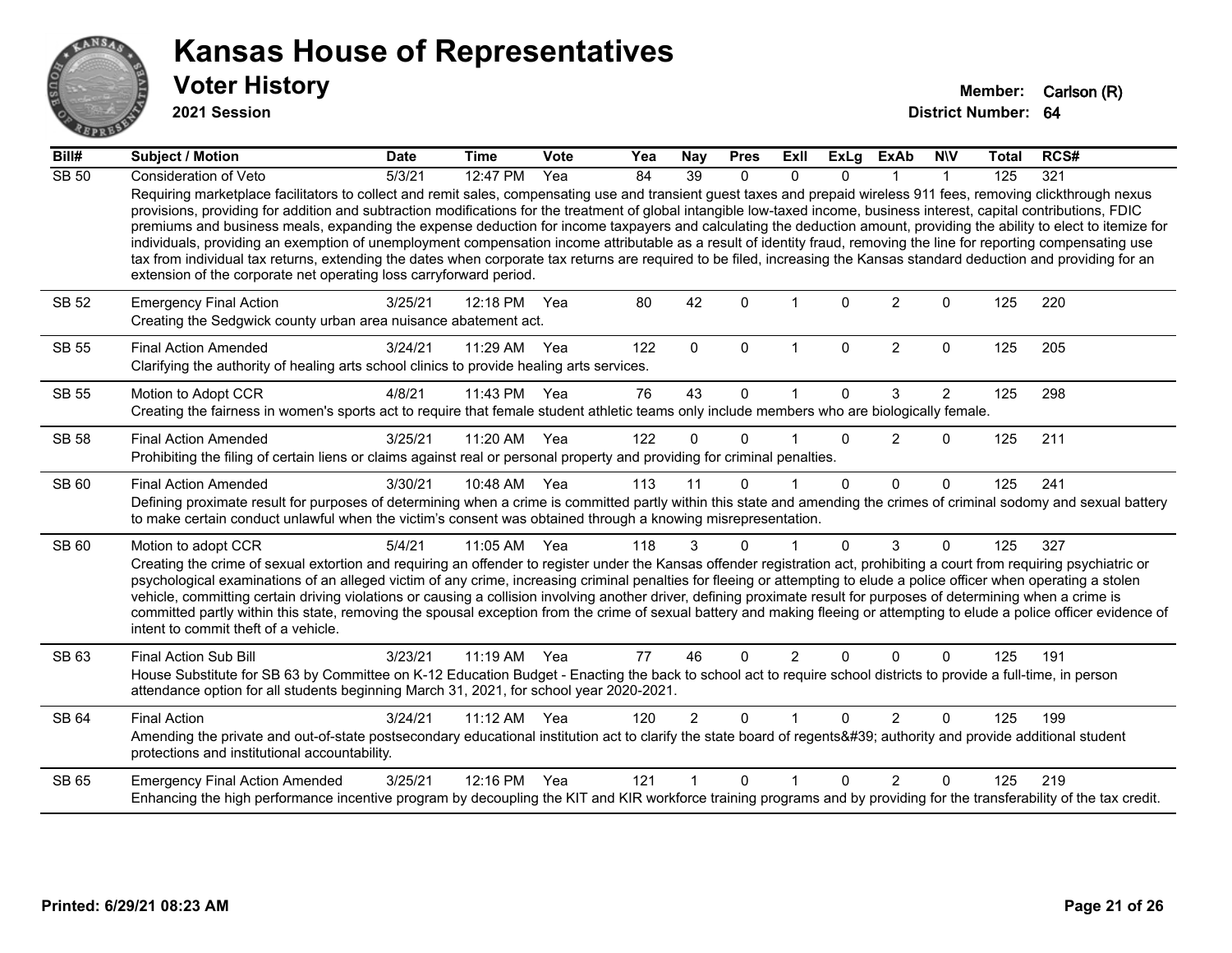# Kansas House of Representatives

## Voter History

**2021 Session**

**Member:** Carlson (R)
**District Number:** 64

| Bill# | Subject / Motion | Date | Time | Vote | Yea | Nay | Pres | ExII | ExLg | ExAb | N\V | Total | RCS# |
|---|---|---|---|---|---|---|---|---|---|---|---|---|---|
| SB 50 | Consideration of Veto | 5/3/21 | 12:47 PM | Yea | 84 | 39 | 0 | 0 | 0 | 1 | 1 | 125 | 321 |
| | Requiring marketplace facilitators to collect and remit sales, compensating use and transient guest taxes and prepaid wireless 911 fees, removing clickthrough nexus provisions, providing for addition and subtraction modifications for the treatment of global intangible low-taxed income, business interest, capital contributions, FDIC premiums and business meals, expanding the expense deduction for income taxpayers and calculating the deduction amount, providing the ability to elect to itemize for individuals, providing an exemption of unemployment compensation income attributable as a result of identity fraud, removing the line for reporting compensating use tax from individual tax returns, extending the dates when corporate tax returns are required to be filed, increasing the Kansas standard deduction and providing for an extension of the corporate net operating loss carryforward period. | | | | | | | | | | | | |
| SB 52 | Emergency Final Action | 3/25/21 | 12:18 PM | Yea | 80 | 42 | 0 | 1 | 0 | 2 | 0 | 125 | 220 |
| | Creating the Sedgwick county urban area nuisance abatement act. | | | | | | | | | | | | |
| SB 55 | Final Action Amended | 3/24/21 | 11:29 AM | Yea | 122 | 0 | 0 | 1 | 0 | 2 | 0 | 125 | 205 |
| | Clarifying the authority of healing arts school clinics to provide healing arts services. | | | | | | | | | | | | |
| SB 55 | Motion to Adopt CCR | 4/8/21 | 11:43 PM | Yea | 76 | 43 | 0 | 1 | 0 | 3 | 2 | 125 | 298 |
| | Creating the fairness in women's sports act to require that female student athletic teams only include members who are biologically female. | | | | | | | | | | | | |
| SB 58 | Final Action Amended | 3/25/21 | 11:20 AM | Yea | 122 | 0 | 0 | 1 | 0 | 2 | 0 | 125 | 211 |
| | Prohibiting the filing of certain liens or claims against real or personal property and providing for criminal penalties. | | | | | | | | | | | | |
| SB 60 | Final Action Amended | 3/30/21 | 10:48 AM | Yea | 113 | 11 | 0 | 1 | 0 | 0 | 0 | 125 | 241 |
| | Defining proximate result for purposes of determining when a crime is committed partly within this state and amending the crimes of criminal sodomy and sexual battery to make certain conduct unlawful when the victim's consent was obtained through a knowing misrepresentation. | | | | | | | | | | | | |
| SB 60 | Motion to adopt CCR | 5/4/21 | 11:05 AM | Yea | 118 | 3 | 0 | 1 | 0 | 3 | 0 | 125 | 327 |
| | Creating the crime of sexual extortion and requiring an offender to register under the Kansas offender registration act, prohibiting a court from requiring psychiatric or psychological examinations of an alleged victim of any crime, increasing criminal penalties for fleeing or attempting to elude a police officer when operating a stolen vehicle, committing certain driving violations or causing a collision involving another driver, defining proximate result for purposes of determining when a crime is committed partly within this state, removing the spousal exception from the crime of sexual battery and making fleeing or attempting to elude a police officer evidence of intent to commit theft of a vehicle. | | | | | | | | | | | | |
| SB 63 | Final Action Sub Bill | 3/23/21 | 11:19 AM | Yea | 77 | 46 | 0 | 2 | 0 | 0 | 0 | 125 | 191 |
| | House Substitute for SB 63 by Committee on K-12 Education Budget - Enacting the back to school act to require school districts to provide a full-time, in person attendance option for all students beginning March 31, 2021, for school year 2020-2021. | | | | | | | | | | | | |
| SB 64 | Final Action | 3/24/21 | 11:12 AM | Yea | 120 | 2 | 0 | 1 | 0 | 2 | 0 | 125 | 199 |
| | Amending the private and out-of-state postsecondary educational institution act to clarify the state board of regents&#39; authority and provide additional student protections and institutional accountability. | | | | | | | | | | | | |
| SB 65 | Emergency Final Action Amended | 3/25/21 | 12:16 PM | Yea | 121 | 1 | 0 | 1 | 0 | 2 | 0 | 125 | 219 |
| | Enhancing the high performance incentive program by decoupling the KIT and KIR workforce training programs and by providing for the transferability of the tax credit. | | | | | | | | | | | | |

**Printed: 6/29/21 08:23 AM**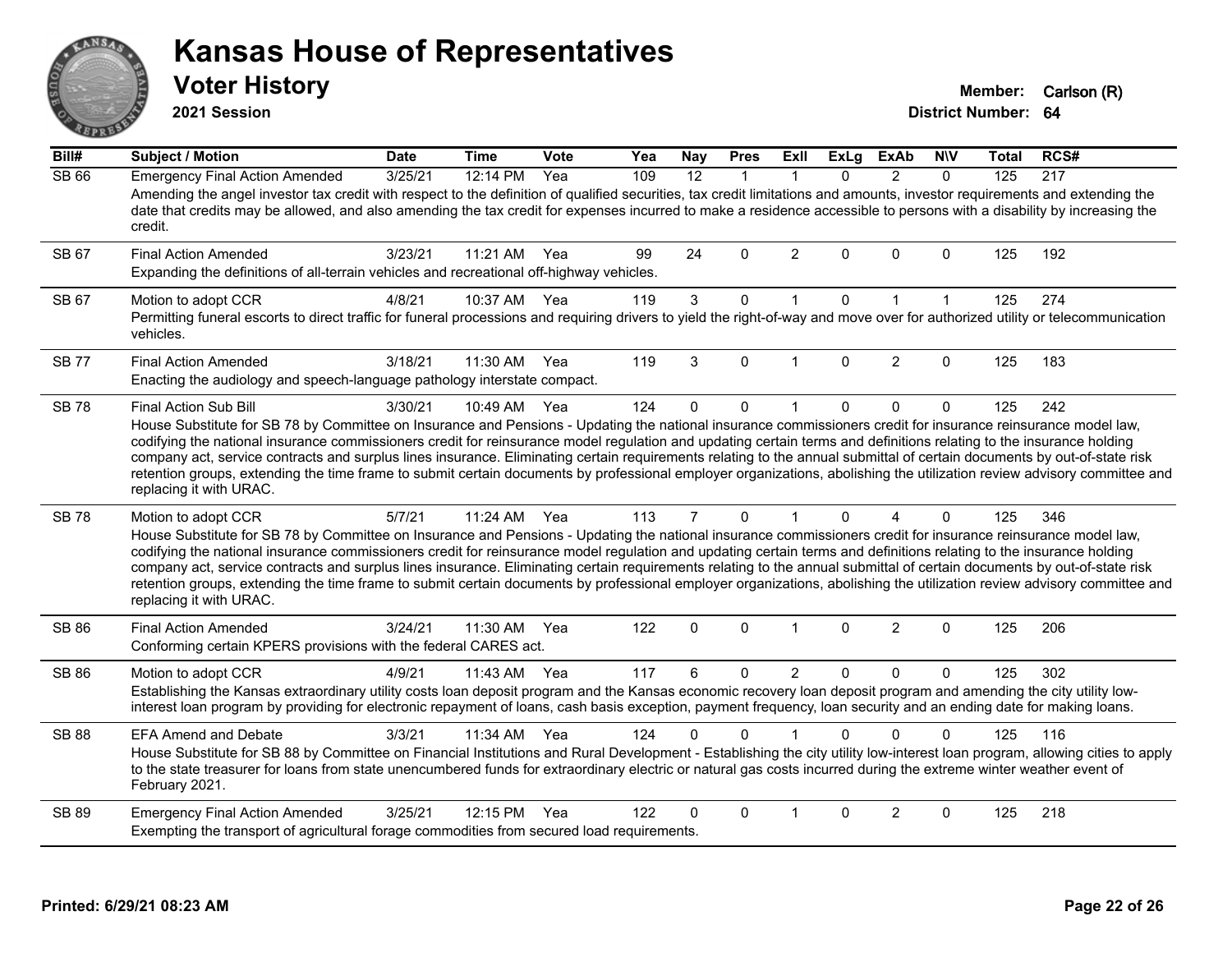# Kansas House of Representatives

## Voter History

**2021 Session**

**Member:** Carlson (R)
**District Number:** 64

| Bill# | Subject / Motion | Date | Time | Vote | Yea | Nay | Pres | ExII | ExLg | ExAb | N\V | Total | RCS# |
|---|---|---|---|---|---|---|---|---|---|---|---|---|---|
| SB 66 | Emergency Final Action Amended | 3/25/21 | 12:14 PM | Yea | 109 | 12 | 1 | 1 | 0 | 2 | 0 | 125 | 217 |
| | Amending the angel investor tax credit with respect to the definition of qualified securities, tax credit limitations and amounts, investor requirements and extending the date that credits may be allowed, and also amending the tax credit for expenses incurred to make a residence accessible to persons with a disability by increasing the credit. | | | | | | | | | | | | |
| SB 67 | Final Action Amended | 3/23/21 | 11:21 AM | Yea | 99 | 24 | 0 | 2 | 0 | 0 | 0 | 125 | 192 |
| | Expanding the definitions of all-terrain vehicles and recreational off-highway vehicles. | | | | | | | | | | | | |
| SB 67 | Motion to adopt CCR | 4/8/21 | 10:37 AM | Yea | 119 | 3 | 0 | 1 | 0 | 1 | 1 | 125 | 274 |
| | Permitting funeral escorts to direct traffic for funeral processions and requiring drivers to yield the right-of-way and move over for authorized utility or telecommunication vehicles. | | | | | | | | | | | | |
| SB 77 | Final Action Amended | 3/18/21 | 11:30 AM | Yea | 119 | 3 | 0 | 1 | 0 | 2 | 0 | 125 | 183 |
| | Enacting the audiology and speech-language pathology interstate compact. | | | | | | | | | | | | |
| SB 78 | Final Action Sub Bill | 3/30/21 | 10:49 AM | Yea | 124 | 0 | 0 | 1 | 0 | 0 | 0 | 125 | 242 |
| | House Substitute for SB 78 by Committee on Insurance and Pensions - Updating the national insurance commissioners credit for insurance reinsurance model law, codifying the national insurance commissioners credit for reinsurance model regulation and updating certain terms and definitions relating to the insurance holding company act, service contracts and surplus lines insurance. Eliminating certain requirements relating to the annual submittal of certain documents by out-of-state risk retention groups, extending the time frame to submit certain documents by professional employer organizations, abolishing the utilization review advisory committee and replacing it with URAC. | | | | | | | | | | | | |
| SB 78 | Motion to adopt CCR | 5/7/21 | 11:24 AM | Yea | 113 | 7 | 0 | 1 | 0 | 4 | 0 | 125 | 346 |
| | House Substitute for SB 78 by Committee on Insurance and Pensions - Updating the national insurance commissioners credit for insurance reinsurance model law, codifying the national insurance commissioners credit for reinsurance model regulation and updating certain terms and definitions relating to the insurance holding company act, service contracts and surplus lines insurance. Eliminating certain requirements relating to the annual submittal of certain documents by out-of-state risk retention groups, extending the time frame to submit certain documents by professional employer organizations, abolishing the utilization review advisory committee and replacing it with URAC. | | | | | | | | | | | | |
| SB 86 | Final Action Amended | 3/24/21 | 11:30 AM | Yea | 122 | 0 | 0 | 1 | 0 | 2 | 0 | 125 | 206 |
| | Conforming certain KPERS provisions with the federal CARES act. | | | | | | | | | | | | |
| SB 86 | Motion to adopt CCR | 4/9/21 | 11:43 AM | Yea | 117 | 6 | 0 | 2 | 0 | 0 | 0 | 125 | 302 |
| | Establishing the Kansas extraordinary utility costs loan deposit program and the Kansas economic recovery loan deposit program and amending the city utility low-interest loan program by providing for electronic repayment of loans, cash basis exception, payment frequency, loan security and an ending date for making loans. | | | | | | | | | | | | |
| SB 88 | EFA Amend and Debate | 3/3/21 | 11:34 AM | Yea | 124 | 0 | 0 | 1 | 0 | 0 | 0 | 125 | 116 |
| | House Substitute for SB 88 by Committee on Financial Institutions and Rural Development - Establishing the city utility low-interest loan program, allowing cities to apply to the state treasurer for loans from state unencumbered funds for extraordinary electric or natural gas costs incurred during the extreme winter weather event of February 2021. | | | | | | | | | | | | |
| SB 89 | Emergency Final Action Amended | 3/25/21 | 12:15 PM | Yea | 122 | 0 | 0 | 1 | 0 | 2 | 0 | 125 | 218 |
| | Exempting the transport of agricultural forage commodities from secured load requirements. | | | | | | | | | | | | |

**Printed: 6/29/21 08:23 AM**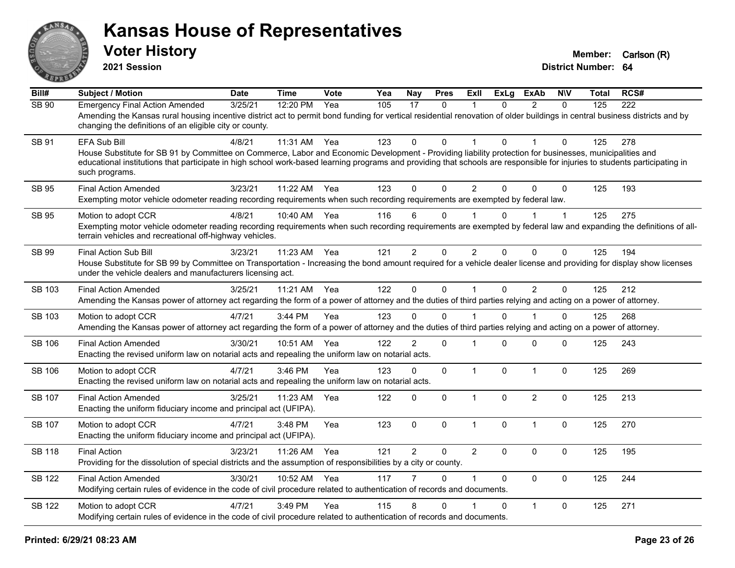# Kansas House of Representatives

## Voter History

**2021 Session**

**Member:** Carlson (R)
**District Number:** 64

| Bill# | Subject / Motion | Date | Time | Vote | Yea | Nay | Pres | ExII | ExLg | ExAb | N\V | Total | RCS# |
|---|---|---|---|---|---|---|---|---|---|---|---|---|---|
| SB 90 | Emergency Final Action Amended | 3/25/21 | 12:20 PM | Yea | 105 | 17 | 0 | 1 | 0 | 2 | 0 | 125 | 222 |
| | Amending the Kansas rural housing incentive district act to permit bond funding for vertical residential renovation of older buildings in central business districts and by changing the definitions of an eligible city or county. | | | | | | | | | | | | |
| SB 91 | EFA Sub Bill | 4/8/21 | 11:31 AM | Yea | 123 | 0 | 0 | 1 | 0 | 1 | 0 | 125 | 278 |
| | House Substitute for SB 91 by Committee on Commerce, Labor and Economic Development - Providing liability protection for businesses, municipalities and educational institutions that participate in high school work-based learning programs and providing that schools are responsible for injuries to students participating in such programs. | | | | | | | | | | | | |
| SB 95 | Final Action Amended | 3/23/21 | 11:22 AM | Yea | 123 | 0 | 0 | 2 | 0 | 0 | 0 | 125 | 193 |
| | Exempting motor vehicle odometer reading recording requirements when such recording requirements are exempted by federal law. | | | | | | | | | | | | |
| SB 95 | Motion to adopt CCR | 4/8/21 | 10:40 AM | Yea | 116 | 6 | 0 | 1 | 0 | 1 | 1 | 125 | 275 |
| | Exempting motor vehicle odometer reading recording requirements when such recording requirements are exempted by federal law and expanding the definitions of all-terrain vehicles and recreational off-highway vehicles. | | | | | | | | | | | | |
| SB 99 | Final Action Sub Bill | 3/23/21 | 11:23 AM | Yea | 121 | 2 | 0 | 2 | 0 | 0 | 0 | 125 | 194 |
| | House Substitute for SB 99 by Committee on Transportation - Increasing the bond amount required for a vehicle dealer license and providing for display show licenses under the vehicle dealers and manufacturers licensing act. | | | | | | | | | | | | |
| SB 103 | Final Action Amended | 3/25/21 | 11:21 AM | Yea | 122 | 0 | 0 | 1 | 0 | 2 | 0 | 125 | 212 |
| | Amending the Kansas power of attorney act regarding the form of a power of attorney and the duties of third parties relying and acting on a power of attorney. | | | | | | | | | | | | |
| SB 103 | Motion to adopt CCR | 4/7/21 | 3:44 PM | Yea | 123 | 0 | 0 | 1 | 0 | 1 | 0 | 125 | 268 |
| | Amending the Kansas power of attorney act regarding the form of a power of attorney and the duties of third parties relying and acting on a power of attorney. | | | | | | | | | | | | |
| SB 106 | Final Action Amended | 3/30/21 | 10:51 AM | Yea | 122 | 2 | 0 | 1 | 0 | 0 | 0 | 125 | 243 |
| | Enacting the revised uniform law on notarial acts and repealing the uniform law on notarial acts. | | | | | | | | | | | | |
| SB 106 | Motion to adopt CCR | 4/7/21 | 3:46 PM | Yea | 123 | 0 | 0 | 1 | 0 | 1 | 0 | 125 | 269 |
| | Enacting the revised uniform law on notarial acts and repealing the uniform law on notarial acts. | | | | | | | | | | | | |
| SB 107 | Final Action Amended | 3/25/21 | 11:23 AM | Yea | 122 | 0 | 0 | 1 | 0 | 2 | 0 | 125 | 213 |
| | Enacting the uniform fiduciary income and principal act (UFIPA). | | | | | | | | | | | | |
| SB 107 | Motion to adopt CCR | 4/7/21 | 3:48 PM | Yea | 123 | 0 | 0 | 1 | 0 | 1 | 0 | 125 | 270 |
| | Enacting the uniform fiduciary income and principal act (UFIPA). | | | | | | | | | | | | |
| SB 118 | Final Action | 3/23/21 | 11:26 AM | Yea | 121 | 2 | 0 | 2 | 0 | 0 | 0 | 125 | 195 |
| | Providing for the dissolution of special districts and the assumption of responsibilities by a city or county. | | | | | | | | | | | | |
| SB 122 | Final Action Amended | 3/30/21 | 10:52 AM | Yea | 117 | 7 | 0 | 1 | 0 | 0 | 0 | 125 | 244 |
| | Modifying certain rules of evidence in the code of civil procedure related to authentication of records and documents. | | | | | | | | | | | | |
| SB 122 | Motion to adopt CCR | 4/7/21 | 3:49 PM | Yea | 115 | 8 | 0 | 1 | 0 | 1 | 0 | 125 | 271 |
| | Modifying certain rules of evidence in the code of civil procedure related to authentication of records and documents. | | | | | | | | | | | | |

Printed: 6/29/21 08:23 AM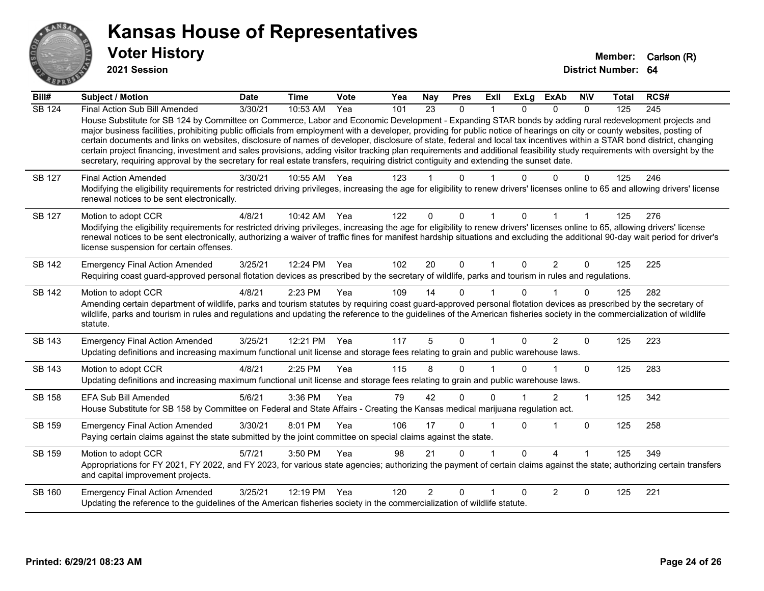# Kansas House of Representatives

## Voter History

**2021 Session**

**Member:** Carlson (R)
**District Number:** 64

| Bill# | Subject / Motion | Date | Time | Vote | Yea | Nay | Pres | ExII | ExLg | ExAb | N\V | Total | RCS# |
|---|---|---|---|---|---|---|---|---|---|---|---|---|---|
| SB 124 | Final Action Sub Bill Amended | 3/30/21 | 10:53 AM | Yea | 101 | 23 | 0 | 1 | 0 | 0 | 0 | 125 | 245 |
| | House Substitute for SB 124 by Committee on Commerce, Labor and Economic Development - Expanding STAR bonds by adding rural redevelopment projects and major business facilities, prohibiting public officials from employment with a developer, providing for public notice of hearings on city or county websites, posting of certain documents and links on websites, disclosure of names of developer, disclosure of state, federal and local tax incentives within a STAR bond district, changing certain project financing, investment and sales provisions, adding visitor tracking plan requirements and additional feasibility study requirements with oversight by the secretary, requiring approval by the secretary for real estate transfers, requiring district contiguity and extending the sunset date. | | | | | | | | | | | | |
| SB 127 | Final Action Amended | 3/30/21 | 10:55 AM | Yea | 123 | 1 | 0 | 1 | 0 | 0 | 0 | 125 | 246 |
| | Modifying the eligibility requirements for restricted driving privileges, increasing the age for eligibility to renew drivers' licenses online to 65 and allowing drivers' license renewal notices to be sent electronically. | | | | | | | | | | | | |
| SB 127 | Motion to adopt CCR | 4/8/21 | 10:42 AM | Yea | 122 | 0 | 0 | 1 | 0 | 1 | 1 | 125 | 276 |
| | Modifying the eligibility requirements for restricted driving privileges, increasing the age for eligibility to renew drivers' licenses online to 65, allowing drivers' license renewal notices to be sent electronically, authorizing a waiver of traffic fines for manifest hardship situations and excluding the additional 90-day wait period for driver's license suspension for certain offenses. | | | | | | | | | | | | |
| SB 142 | Emergency Final Action Amended | 3/25/21 | 12:24 PM | Yea | 102 | 20 | 0 | 1 | 0 | 2 | 0 | 125 | 225 |
| | Requiring coast guard-approved personal flotation devices as prescribed by the secretary of wildlife, parks and tourism in rules and regulations. | | | | | | | | | | | | |
| SB 142 | Motion to adopt CCR | 4/8/21 | 2:23 PM | Yea | 109 | 14 | 0 | 1 | 0 | 1 | 0 | 125 | 282 |
| | Amending certain department of wildlife, parks and tourism statutes by requiring coast guard-approved personal flotation devices as prescribed by the secretary of wildlife, parks and tourism in rules and regulations and updating the reference to the guidelines of the American fisheries society in the commercialization of wildlife statute. | | | | | | | | | | | | |
| SB 143 | Emergency Final Action Amended | 3/25/21 | 12:21 PM | Yea | 117 | 5 | 0 | 1 | 0 | 2 | 0 | 125 | 223 |
| | Updating definitions and increasing maximum functional unit license and storage fees relating to grain and public warehouse laws. | | | | | | | | | | | | |
| SB 143 | Motion to adopt CCR | 4/8/21 | 2:25 PM | Yea | 115 | 8 | 0 | 1 | 0 | 1 | 0 | 125 | 283 |
| | Updating definitions and increasing maximum functional unit license and storage fees relating to grain and public warehouse laws. | | | | | | | | | | | | |
| SB 158 | EFA Sub Bill Amended | 5/6/21 | 3:36 PM | Yea | 79 | 42 | 0 | 0 | 1 | 2 | 1 | 125 | 342 |
| | House Substitute for SB 158 by Committee on Federal and State Affairs - Creating the Kansas medical marijuana regulation act. | | | | | | | | | | | | |
| SB 159 | Emergency Final Action Amended | 3/30/21 | 8:01 PM | Yea | 106 | 17 | 0 | 1 | 0 | 1 | 0 | 125 | 258 |
| | Paying certain claims against the state submitted by the joint committee on special claims against the state. | | | | | | | | | | | | |
| SB 159 | Motion to adopt CCR | 5/7/21 | 3:50 PM | Yea | 98 | 21 | 0 | 1 | 0 | 4 | 1 | 125 | 349 |
| | Appropriations for FY 2021, FY 2022, and FY 2023, for various state agencies; authorizing the payment of certain claims against the state; authorizing certain transfers and capital improvement projects. | | | | | | | | | | | | |
| SB 160 | Emergency Final Action Amended | 3/25/21 | 12:19 PM | Yea | 120 | 2 | 0 | 1 | 0 | 2 | 0 | 125 | 221 |
| | Updating the reference to the guidelines of the American fisheries society in the commercialization of wildlife statute. | | | | | | | | | | | | |

**Printed: 6/29/21 08:23 AM**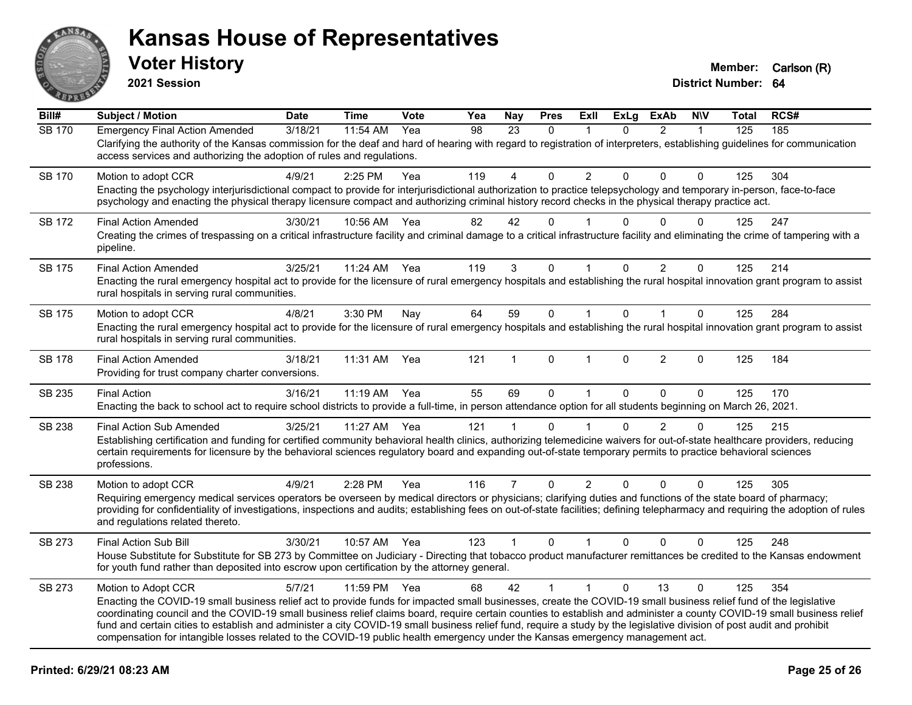# Kansas House of Representatives

## Voter History

**2021 Session**

**Member:** Carlson (R)
**District Number:** 64

| Bill# | Subject / Motion | Date | Time | Vote | Yea | Nay | Pres | ExII | ExLg | ExAb | N\V | Total | RCS# |
|---|---|---|---|---|---|---|---|---|---|---|---|---|---|
| SB 170 | Emergency Final Action Amended | 3/18/21 | 11:54 AM | Yea | 98 | 23 | 0 | 1 | 0 | 2 | 1 | 125 | 185 |
| | Clarifying the authority of the Kansas commission for the deaf and hard of hearing with regard to registration of interpreters, establishing guidelines for communication access services and authorizing the adoption of rules and regulations. | | | | | | | | | | | | |
| SB 170 | Motion to adopt CCR | 4/9/21 | 2:25 PM | Yea | 119 | 4 | 0 | 2 | 0 | 0 | 0 | 125 | 304 |
| | Enacting the psychology interjurisdictional compact to provide for interjurisdictional authorization to practice telepsychology and temporary in-person, face-to-face psychology and enacting the physical therapy licensure compact and authorizing criminal history record checks in the physical therapy practice act. | | | | | | | | | | | | |
| SB 172 | Final Action Amended | 3/30/21 | 10:56 AM | Yea | 82 | 42 | 0 | 1 | 0 | 0 | 0 | 125 | 247 |
| | Creating the crimes of trespassing on a critical infrastructure facility and criminal damage to a critical infrastructure facility and eliminating the crime of tampering with a pipeline. | | | | | | | | | | | | |
| SB 175 | Final Action Amended | 3/25/21 | 11:24 AM | Yea | 119 | 3 | 0 | 1 | 0 | 2 | 0 | 125 | 214 |
| | Enacting the rural emergency hospital act to provide for the licensure of rural emergency hospitals and establishing the rural hospital innovation grant program to assist rural hospitals in serving rural communities. | | | | | | | | | | | | |
| SB 175 | Motion to adopt CCR | 4/8/21 | 3:30 PM | Nay | 64 | 59 | 0 | 1 | 0 | 1 | 0 | 125 | 284 |
| | Enacting the rural emergency hospital act to provide for the licensure of rural emergency hospitals and establishing the rural hospital innovation grant program to assist rural hospitals in serving rural communities. | | | | | | | | | | | | |
| SB 178 | Final Action Amended | 3/18/21 | 11:31 AM | Yea | 121 | 1 | 0 | 1 | 0 | 2 | 0 | 125 | 184 |
| | Providing for trust company charter conversions. | | | | | | | | | | | | |
| SB 235 | Final Action | 3/16/21 | 11:19 AM | Yea | 55 | 69 | 0 | 1 | 0 | 0 | 0 | 125 | 170 |
| | Enacting the back to school act to require school districts to provide a full-time, in person attendance option for all students beginning on March 26, 2021. | | | | | | | | | | | | |
| SB 238 | Final Action Sub Amended | 3/25/21 | 11:27 AM | Yea | 121 | 1 | 0 | 1 | 0 | 2 | 0 | 125 | 215 |
| | Establishing certification and funding for certified community behavioral health clinics, authorizing telemedicine waivers for out-of-state healthcare providers, reducing certain requirements for licensure by the behavioral sciences regulatory board and expanding out-of-state temporary permits to practice behavioral sciences professions. | | | | | | | | | | | | |
| SB 238 | Motion to adopt CCR | 4/9/21 | 2:28 PM | Yea | 116 | 7 | 0 | 2 | 0 | 0 | 0 | 125 | 305 |
| | Requiring emergency medical services operators be overseen by medical directors or physicians; clarifying duties and functions of the state board of pharmacy; providing for confidentiality of investigations, inspections and audits; establishing fees on out-of-state facilities; defining telepharmacy and requiring the adoption of rules and regulations related thereto. | | | | | | | | | | | | |
| SB 273 | Final Action Sub Bill | 3/30/21 | 10:57 AM | Yea | 123 | 1 | 0 | 1 | 0 | 0 | 0 | 125 | 248 |
| | House Substitute for Substitute for SB 273 by Committee on Judiciary - Directing that tobacco product manufacturer remittances be credited to the Kansas endowment for youth fund rather than deposited into escrow upon certification by the attorney general. | | | | | | | | | | | | |
| SB 273 | Motion to Adopt CCR | 5/7/21 | 11:59 PM | Yea | 68 | 42 | 1 | 1 | 0 | 13 | 0 | 125 | 354 |
| | Enacting the COVID-19 small business relief act to provide funds for impacted small businesses, create the COVID-19 small business relief fund of the legislative coordinating council and the COVID-19 small business relief claims board, require certain counties to establish and administer a county COVID-19 small business relief fund and certain cities to establish and administer a city COVID-19 small business relief fund, require a study by the legislative division of post audit and prohibit compensation for intangible losses related to the COVID-19 public health emergency under the Kansas emergency management act. | | | | | | | | | | | | |

**Printed: 6/29/21 08:23 AM**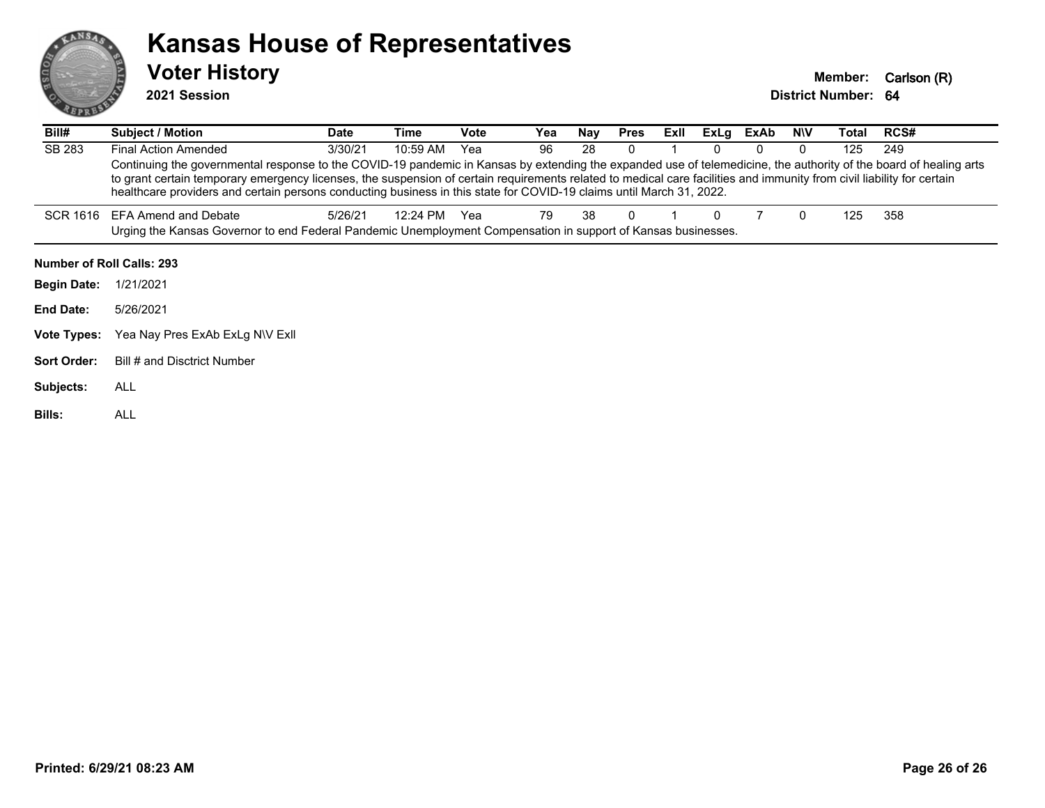# Kansas House of Representatives

## Voter History

**2021 Session**

**Member:** Carlson (R)

**District Number:** 64

| Bill# | Subject / Motion | Date | Time | Vote | Yea | Nay | Pres | ExII | ExLg | ExAb | N\V | Total | RCS# |
|---|---|---|---|---|---|---|---|---|---|---|---|---|---|
| SB 283 | Final Action Amended | 3/30/21 | 10:59 AM | Yea | 96 | 28 | 0 | 1 | 0 | 0 | 0 | 125 | 249 |
| | Continuing the governmental response to the COVID-19 pandemic in Kansas by extending the expanded use of telemedicine, the authority of the board of healing arts to grant certain temporary emergency licenses, the suspension of certain requirements related to medical care facilities and immunity from civil liability for certain healthcare providers and certain persons conducting business in this state for COVID-19 claims until March 31, 2022. | | | | | | | | | | | | |
| SCR 1616 | EFA Amend and Debate | 5/26/21 | 12:24 PM | Yea | 79 | 38 | 0 | 1 | 0 | 7 | 0 | 125 | 358 |
| | Urging the Kansas Governor to end Federal Pandemic Unemployment Compensation in support of Kansas businesses. | | | | | | | | | | | | |

**Number of Roll Calls: 293**

**Begin Date:** 1/21/2021

**End Date:** 5/26/2021

**Vote Types:** Yea Nay Pres ExAb ExLg N\V ExII

**Sort Order:** Bill # and Disctrict Number

**Subjects:** ALL

**Bills:** ALL

Printed: 6/29/21 08:23 AM